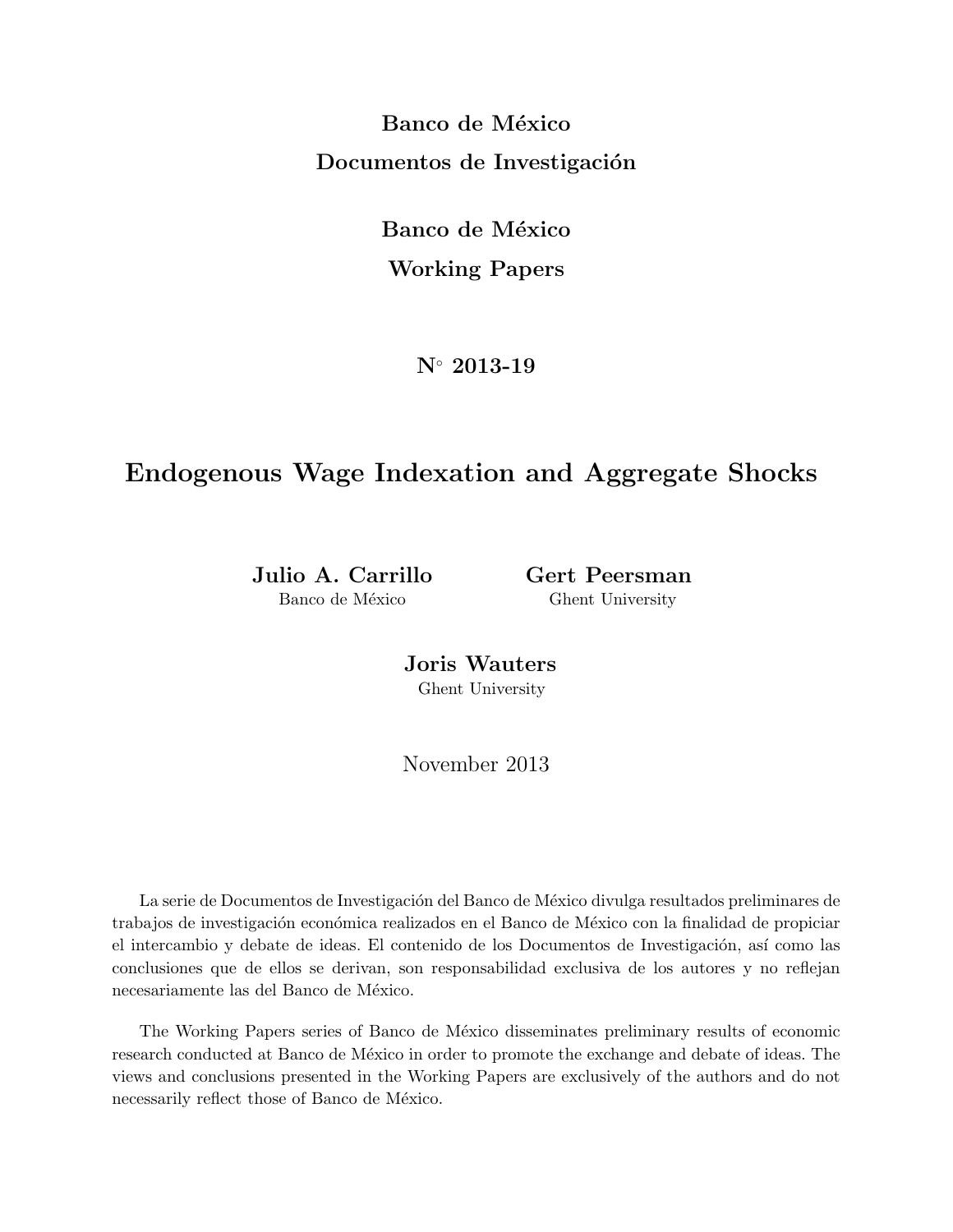**Banco de México**

**Documentos de Investigación**

**Banco de México**

**Working Papers**

**N° 2013-19**

# Endogenous Wage Indexation and Aggregate Shocks

**Julio A. Carrillo**
Banco de México

**Gert Peersman**
Ghent University

**Joris Wauters**
Ghent University

November 2013

La serie de Documentos de Investigación del Banco de México divulga resultados preliminares de trabajos de investigación económica realizados en el Banco de México con la finalidad de propiciar el intercambio y debate de ideas. El contenido de los Documentos de Investigación, así como las conclusiones que de ellos se derivan, son responsabilidad exclusiva de los autores y no reflejan necesariamente las del Banco de México.

The Working Papers series of Banco de México disseminates preliminary results of economic research conducted at Banco de México in order to promote the exchange and debate of ideas. The views and conclusions presented in the Working Papers are exclusively of the authors and do not necessarily reflect those of Banco de México.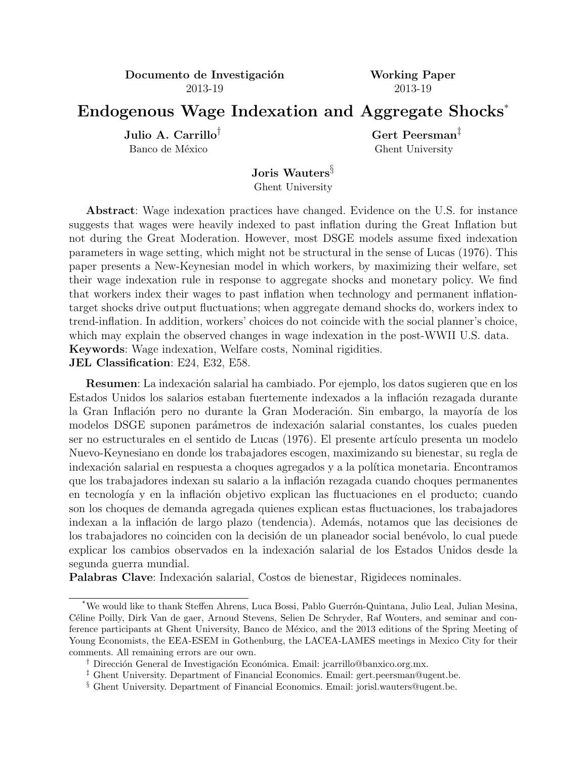**Documento de Investigación** 2013-19

**Working Paper** 2013-19

# Endogenous Wage Indexation and Aggregate Shocks*

**Julio A. Carrillo**[†]
Banco de México

**Gert Peersman**[‡]
Ghent University

**Joris Wauters**[§]
Ghent University

**Abstract**: Wage indexation practices have changed. Evidence on the U.S. for instance suggests that wages were heavily indexed to past inflation during the Great Inflation but not during the Great Moderation. However, most DSGE models assume fixed indexation parameters in wage setting, which might not be structural in the sense of Lucas (1976). This paper presents a New-Keynesian model in which workers, by maximizing their welfare, set their wage indexation rule in response to aggregate shocks and monetary policy. We find that workers index their wages to past inflation when technology and permanent inflation-target shocks drive output fluctuations; when aggregate demand shocks do, workers index to trend-inflation. In addition, workers' choices do not coincide with the social planner's choice, which may explain the observed changes in wage indexation in the post-WWII U.S. data.
**Keywords**: Wage indexation, Welfare costs, Nominal rigidities.
**JEL Classification**: E24, E32, E58.

**Resumen**: La indexación salarial ha cambiado. Por ejemplo, los datos sugieren que en los Estados Unidos los salarios estaban fuertemente indexados a la inflación rezagada durante la Gran Inflación pero no durante la Gran Moderación. Sin embargo, la mayoría de los modelos DSGE suponen parámetros de indexación salarial constantes, los cuales pueden ser no estructurales en el sentido de Lucas (1976). El presente artículo presenta un modelo Nuevo-Keynesiano en donde los trabajadores escogen, maximizando su bienestar, su regla de indexación salarial en respuesta a choques agregados y a la política monetaria. Encontramos que los trabajadores indexan su salario a la inflación rezagada cuando choques permanentes en tecnología y en la inflación objetivo explican las fluctuaciones en el producto; cuando son los choques de demanda agregada quienes explican estas fluctuaciones, los trabajadores indexan a la inflación de largo plazo (tendencia). Además, notamos que las decisiones de los trabajadores no coinciden con la decisión de un planeador social benévolo, lo cual puede explicar los cambios observados en la indexación salarial de los Estados Unidos desde la segunda guerra mundial.
**Palabras Clave**: Indexación salarial, Costos de bienestar, Rigideces nominales.

---

*We would like to thank Steffen Ahrens, Luca Bossi, Pablo Guerrón-Quintana, Julio Leal, Julian Mesina, Céline Poilly, Dirk Van de gaer, Arnoud Stevens, Selien De Schryder, Raf Wouters, and seminar and conference participants at Ghent University, Banco de México, and the 2013 editions of the Spring Meeting of Young Economists, the EEA-ESEM in Gothenburg, the LACEA-LAMES meetings in Mexico City for their comments. All remaining errors are our own.

[†] Dirección General de Investigación Económica. Email: jcarrillo@banxico.org.mx.

[‡] Ghent University. Department of Financial Economics. Email: gert.peersman@ugent.be.

[§] Ghent University. Department of Financial Economics. Email: jorisl.wauters@ugent.be.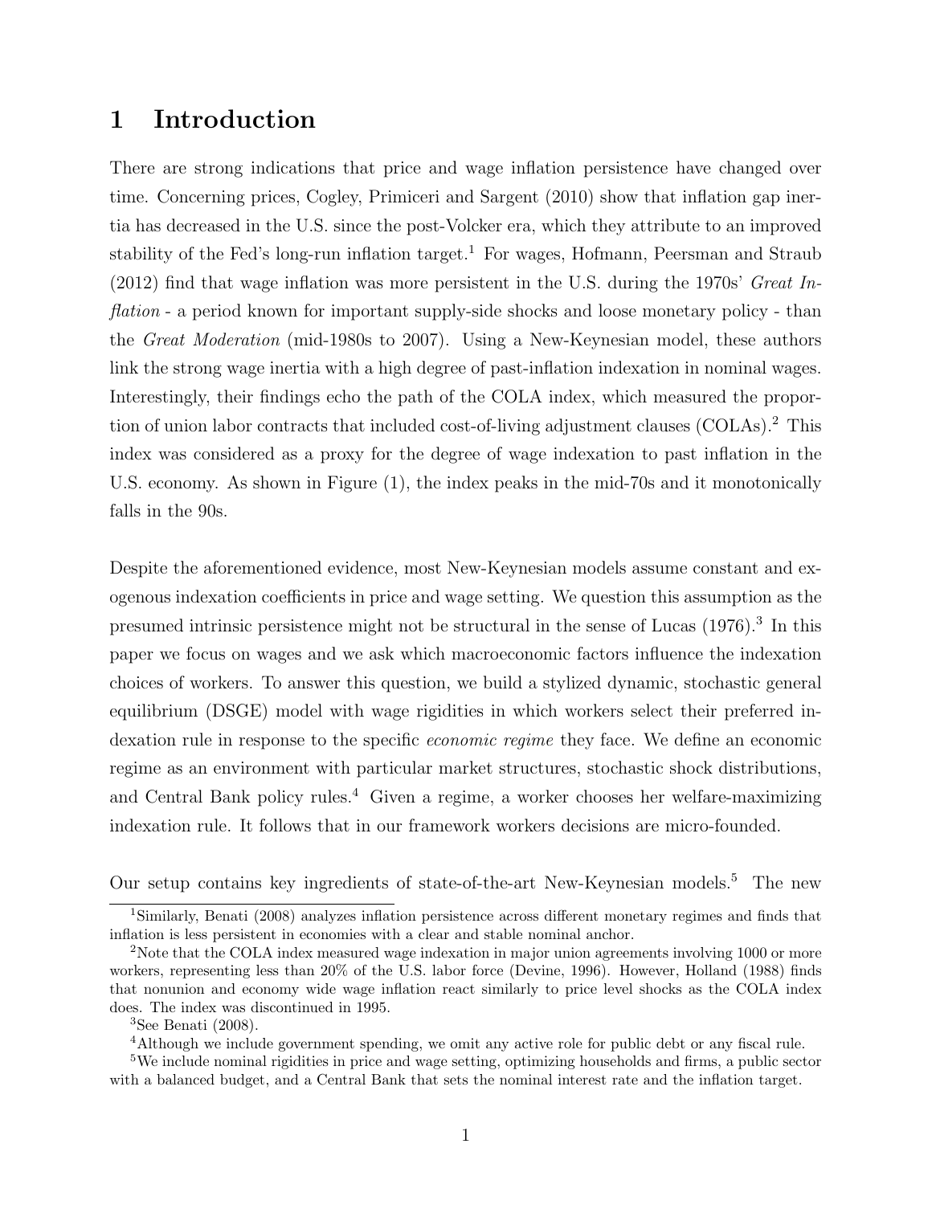# 1 Introduction

There are strong indications that price and wage inflation persistence have changed over time. Concerning prices, Cogley, Primiceri and Sargent (2010) show that inflation gap inertia has decreased in the U.S. since the post-Volcker era, which they attribute to an improved stability of the Fed's long-run inflation target.[1] For wages, Hofmann, Peersman and Straub (2012) find that wage inflation was more persistent in the U.S. during the 1970s' *Great Inflation* - a period known for important supply-side shocks and loose monetary policy - than the *Great Moderation* (mid-1980s to 2007). Using a New-Keynesian model, these authors link the strong wage inertia with a high degree of past-inflation indexation in nominal wages. Interestingly, their findings echo the path of the COLA index, which measured the proportion of union labor contracts that included cost-of-living adjustment clauses (COLAs).[2] This index was considered as a proxy for the degree of wage indexation to past inflation in the U.S. economy. As shown in Figure (1), the index peaks in the mid-70s and it monotonically falls in the 90s.

Despite the aforementioned evidence, most New-Keynesian models assume constant and exogenous indexation coefficients in price and wage setting. We question this assumption as the presumed intrinsic persistence might not be structural in the sense of Lucas (1976).[3] In this paper we focus on wages and we ask which macroeconomic factors influence the indexation choices of workers. To answer this question, we build a stylized dynamic, stochastic general equilibrium (DSGE) model with wage rigidities in which workers select their preferred indexation rule in response to the specific *economic regime* they face. We define an economic regime as an environment with particular market structures, stochastic shock distributions, and Central Bank policy rules.[4] Given a regime, a worker chooses her welfare-maximizing indexation rule. It follows that in our framework workers decisions are micro-founded.

Our setup contains key ingredients of state-of-the-art New-Keynesian models.[5] The new

[1] Similarly, Benati (2008) analyzes inflation persistence across different monetary regimes and finds that inflation is less persistent in economies with a clear and stable nominal anchor.

[2] Note that the COLA index measured wage indexation in major union agreements involving 1000 or more workers, representing less than 20% of the U.S. labor force (Devine, 1996). However, Holland (1988) finds that nonunion and economy wide wage inflation react similarly to price level shocks as the COLA index does. The index was discontinued in 1995.

[3] See Benati (2008).

[4] Although we include government spending, we omit any active role for public debt or any fiscal rule.

[5] We include nominal rigidities in price and wage setting, optimizing households and firms, a public sector with a balanced budget, and a Central Bank that sets the nominal interest rate and the inflation target.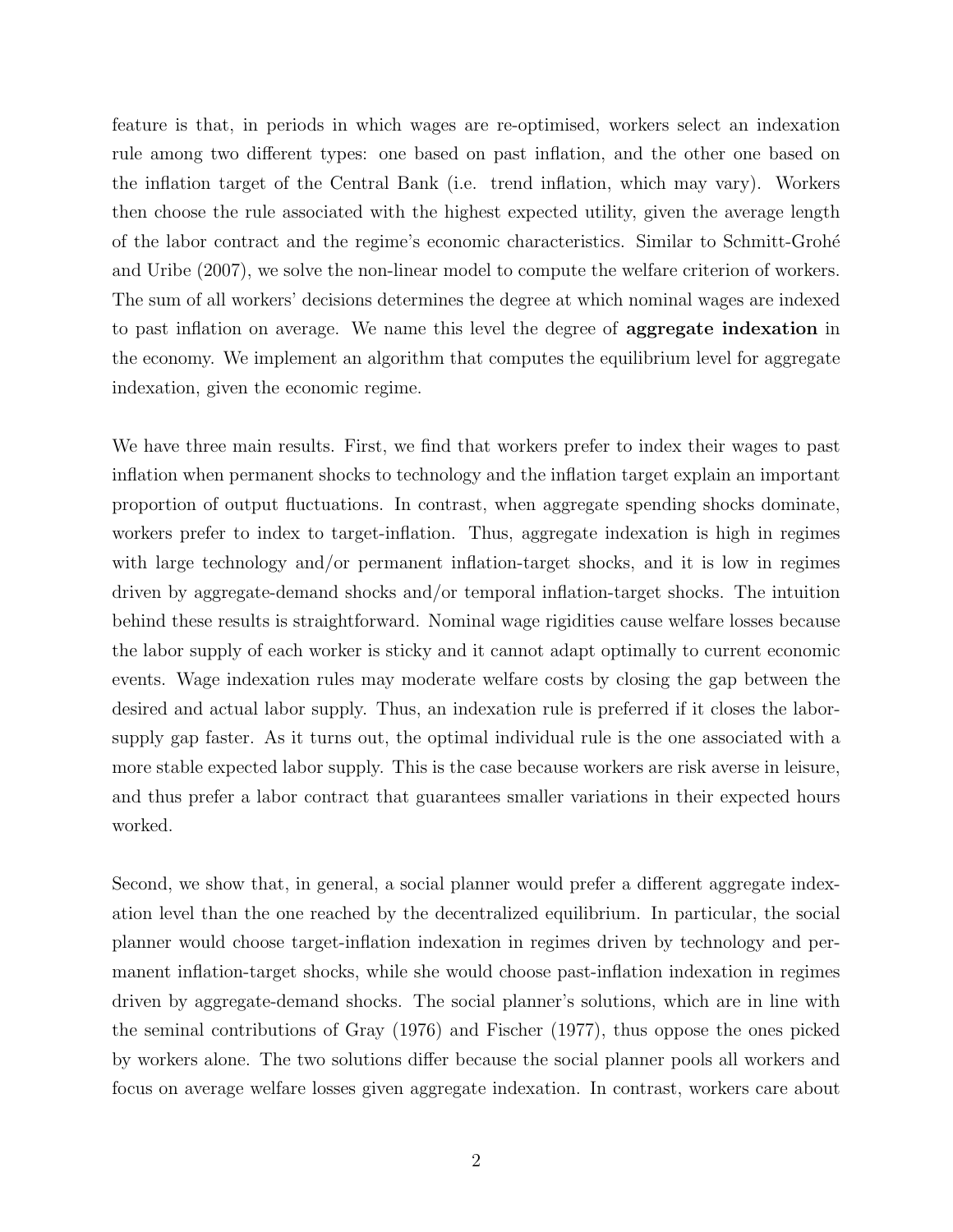feature is that, in periods in which wages are re-optimised, workers select an indexation rule among two different types: one based on past inflation, and the other one based on the inflation target of the Central Bank (i.e. trend inflation, which may vary). Workers then choose the rule associated with the highest expected utility, given the average length of the labor contract and the regime's economic characteristics. Similar to Schmitt-Grohé and Uribe (2007), we solve the non-linear model to compute the welfare criterion of workers. The sum of all workers' decisions determines the degree at which nominal wages are indexed to past inflation on average. We name this level the degree of **aggregate indexation** in the economy. We implement an algorithm that computes the equilibrium level for aggregate indexation, given the economic regime.

We have three main results. First, we find that workers prefer to index their wages to past inflation when permanent shocks to technology and the inflation target explain an important proportion of output fluctuations. In contrast, when aggregate spending shocks dominate, workers prefer to index to target-inflation. Thus, aggregate indexation is high in regimes with large technology and/or permanent inflation-target shocks, and it is low in regimes driven by aggregate-demand shocks and/or temporal inflation-target shocks. The intuition behind these results is straightforward. Nominal wage rigidities cause welfare losses because the labor supply of each worker is sticky and it cannot adapt optimally to current economic events. Wage indexation rules may moderate welfare costs by closing the gap between the desired and actual labor supply. Thus, an indexation rule is preferred if it closes the labor-supply gap faster. As it turns out, the optimal individual rule is the one associated with a more stable expected labor supply. This is the case because workers are risk averse in leisure, and thus prefer a labor contract that guarantees smaller variations in their expected hours worked.

Second, we show that, in general, a social planner would prefer a different aggregate indexation level than the one reached by the decentralized equilibrium. In particular, the social planner would choose target-inflation indexation in regimes driven by technology and permanent inflation-target shocks, while she would choose past-inflation indexation in regimes driven by aggregate-demand shocks. The social planner's solutions, which are in line with the seminal contributions of Gray (1976) and Fischer (1977), thus oppose the ones picked by workers alone. The two solutions differ because the social planner pools all workers and focus on average welfare losses given aggregate indexation. In contrast, workers care about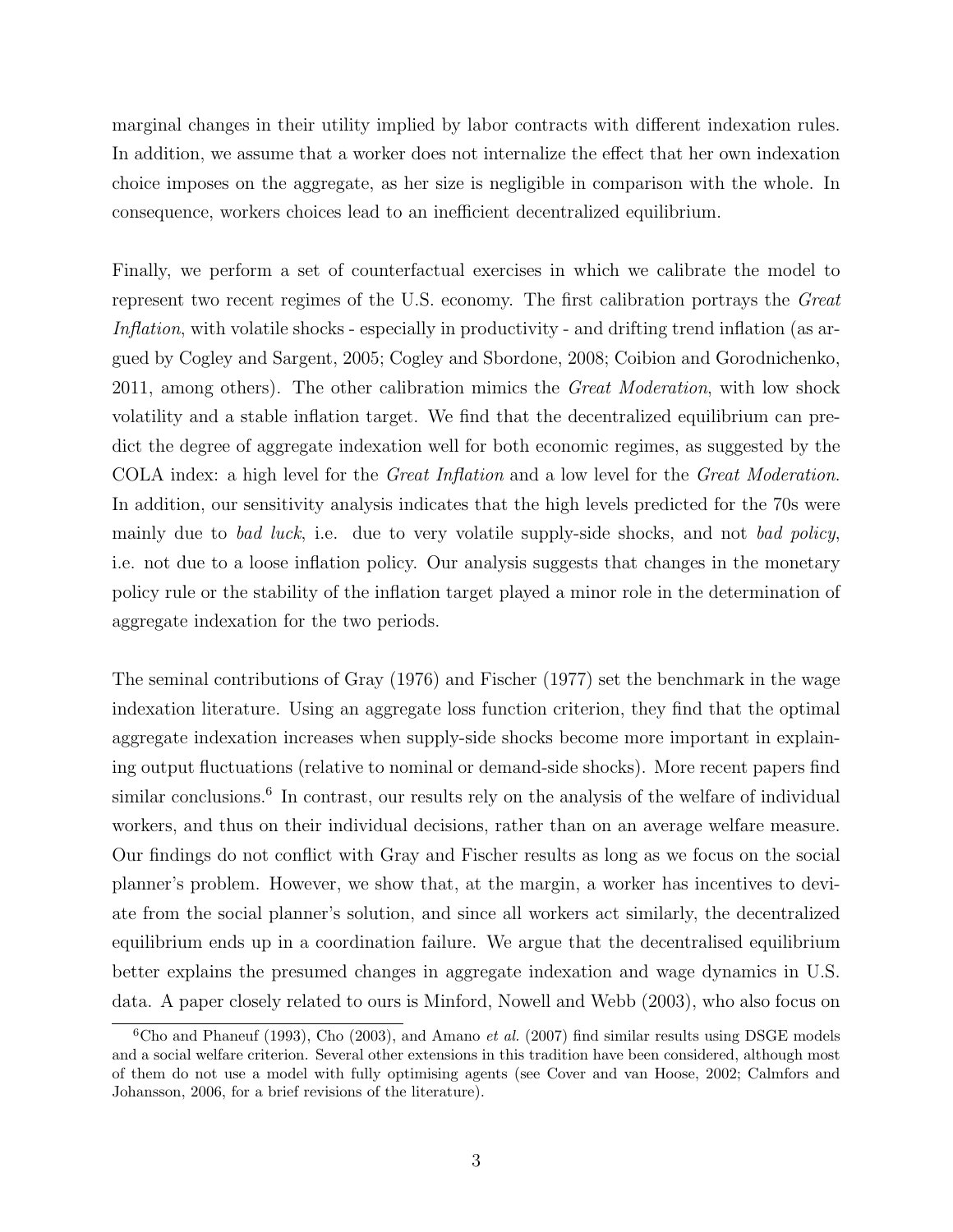marginal changes in their utility implied by labor contracts with different indexation rules. In addition, we assume that a worker does not internalize the effect that her own indexation choice imposes on the aggregate, as her size is negligible in comparison with the whole. In consequence, workers choices lead to an inefficient decentralized equilibrium.

Finally, we perform a set of counterfactual exercises in which we calibrate the model to represent two recent regimes of the U.S. economy. The first calibration portrays the *Great Inflation*, with volatile shocks - especially in productivity - and drifting trend inflation (as argued by Cogley and Sargent, 2005; Cogley and Sbordone, 2008; Coibion and Gorodnichenko, 2011, among others). The other calibration mimics the *Great Moderation*, with low shock volatility and a stable inflation target. We find that the decentralized equilibrium can predict the degree of aggregate indexation well for both economic regimes, as suggested by the COLA index: a high level for the *Great Inflation* and a low level for the *Great Moderation*. In addition, our sensitivity analysis indicates that the high levels predicted for the 70s were mainly due to *bad luck*, i.e. due to very volatile supply-side shocks, and not *bad policy*, i.e. not due to a loose inflation policy. Our analysis suggests that changes in the monetary policy rule or the stability of the inflation target played a minor role in the determination of aggregate indexation for the two periods.

The seminal contributions of Gray (1976) and Fischer (1977) set the benchmark in the wage indexation literature. Using an aggregate loss function criterion, they find that the optimal aggregate indexation increases when supply-side shocks become more important in explaining output fluctuations (relative to nominal or demand-side shocks). More recent papers find similar conclusions.[6] In contrast, our results rely on the analysis of the welfare of individual workers, and thus on their individual decisions, rather than on an average welfare measure. Our findings do not conflict with Gray and Fischer results as long as we focus on the social planner's problem. However, we show that, at the margin, a worker has incentives to deviate from the social planner's solution, and since all workers act similarly, the decentralized equilibrium ends up in a coordination failure. We argue that the decentralised equilibrium better explains the presumed changes in aggregate indexation and wage dynamics in U.S. data. A paper closely related to ours is Minford, Nowell and Webb (2003), who also focus on

[6] Cho and Phaneuf (1993), Cho (2003), and Amano *et al.* (2007) find similar results using DSGE models and a social welfare criterion. Several other extensions in this tradition have been considered, although most of them do not use a model with fully optimising agents (see Cover and van Hoose, 2002; Calmfors and Johansson, 2006, for a brief revisions of the literature).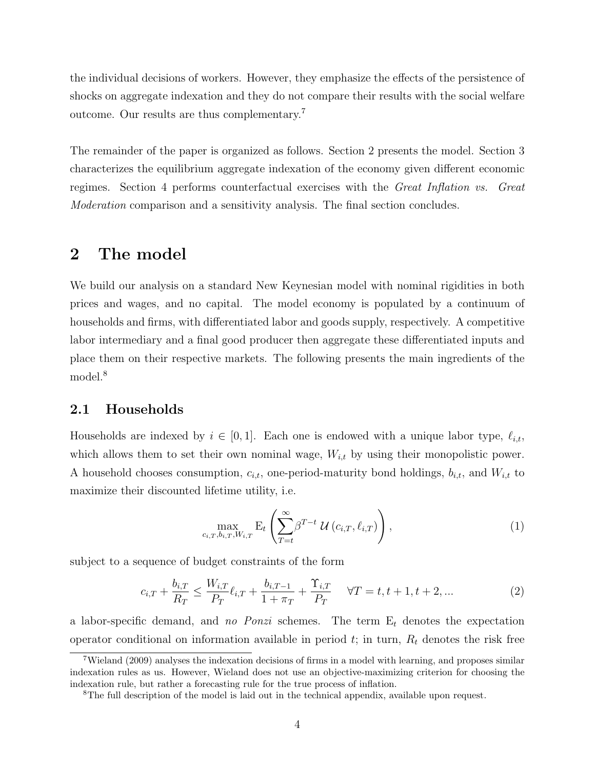the individual decisions of workers. However, they emphasize the effects of the persistence of shocks on aggregate indexation and they do not compare their results with the social welfare outcome. Our results are thus complementary.[7]

The remainder of the paper is organized as follows. Section 2 presents the model. Section 3 characterizes the equilibrium aggregate indexation of the economy given different economic regimes. Section 4 performs counterfactual exercises with the *Great Inflation vs. Great Moderation* comparison and a sensitivity analysis. The final section concludes.

# 2 The model

We build our analysis on a standard New Keynesian model with nominal rigidities in both prices and wages, and no capital. The model economy is populated by a continuum of households and firms, with differentiated labor and goods supply, respectively. A competitive labor intermediary and a final good producer then aggregate these differentiated inputs and place them on their respective markets. The following presents the main ingredients of the model.[8]

## 2.1 Households

Households are indexed by $i \in [0, 1]$. Each one is endowed with a unique labor type, $\ell_{i,t}$, which allows them to set their own nominal wage, $W_{i,t}$ by using their monopolistic power. A household chooses consumption, $c_{i,t}$, one-period-maturity bond holdings, $b_{i,t}$, and $W_{i,t}$ to maximize their discounted lifetime utility, i.e.

$$\max_{c_{i,T}, b_{i,T}, W_{i,T}} \mathrm{E}_t \left( \sum_{T=t}^{\infty} \beta^{T-t} \, \mathcal{U}\left(c_{i,T}, \ell_{i,T}\right) \right), \tag{1}$$

subject to a sequence of budget constraints of the form

$$c_{i,T} + \frac{b_{i,T}}{R_T} \leq \frac{W_{i,T}}{P_T} \ell_{i,T} + \frac{b_{i,T-1}}{1 + \pi_T} + \frac{\Upsilon_{i,T}}{P_T} \quad \forall T = t, t+1, t+2, ... \tag{2}$$

a labor-specific demand, and *no Ponzi* schemes. The term $\mathrm{E}_t$ denotes the expectation operator conditional on information available in period $t$; in turn, $R_t$ denotes the risk free

[7] Wieland (2009) analyses the indexation decisions of firms in a model with learning, and proposes similar indexation rules as us. However, Wieland does not use an objective-maximizing criterion for choosing the indexation rule, but rather a forecasting rule for the true process of inflation.

[8] The full description of the model is laid out in the technical appendix, available upon request.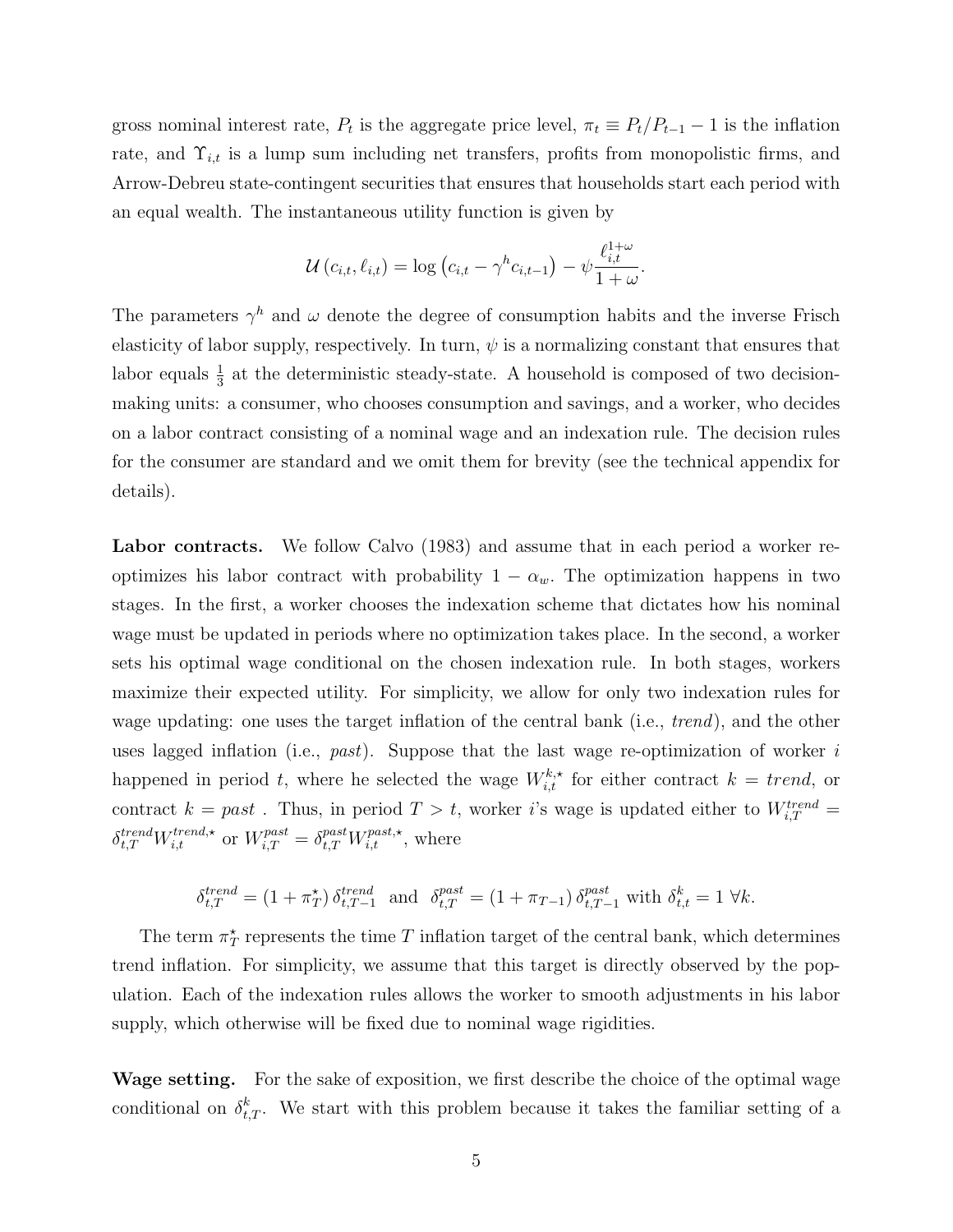gross nominal interest rate, $P_t$ is the aggregate price level, $\pi_t \equiv P_t/P_{t-1} - 1$ is the inflation rate, and $\Upsilon_{i,t}$ is a lump sum including net transfers, profits from monopolistic firms, and Arrow-Debreu state-contingent securities that ensures that households start each period with an equal wealth. The instantaneous utility function is given by

$$\mathcal{U}\left(c_{i,t}, \ell_{i,t}\right) = \log\left(c_{i,t} - \gamma^h c_{i,t-1}\right) - \psi \frac{\ell_{i,t}^{1+\omega}}{1+\omega}.$$

The parameters $\gamma^h$ and $\omega$ denote the degree of consumption habits and the inverse Frisch elasticity of labor supply, respectively. In turn, $\psi$ is a normalizing constant that ensures that labor equals $\frac{1}{3}$ at the deterministic steady-state. A household is composed of two decision-making units: a consumer, who chooses consumption and savings, and a worker, who decides on a labor contract consisting of a nominal wage and an indexation rule. The decision rules for the consumer are standard and we omit them for brevity (see the technical appendix for details).

**Labor contracts.** We follow Calvo (1983) and assume that in each period a worker re-optimizes his labor contract with probability $1 - \alpha_w$. The optimization happens in two stages. In the first, a worker chooses the indexation scheme that dictates how his nominal wage must be updated in periods where no optimization takes place. In the second, a worker sets his optimal wage conditional on the chosen indexation rule. In both stages, workers maximize their expected utility. For simplicity, we allow for only two indexation rules for wage updating: one uses the target inflation of the central bank (i.e., *trend*), and the other uses lagged inflation (i.e., *past*). Suppose that the last wage re-optimization of worker $i$ happened in period $t$, where he selected the wage $W_{i,t}^{k,\star}$ for either contract $k = trend$, or contract $k = past$ . Thus, in period $T > t$, worker $i$'s wage is updated either to $W_{i,T}^{trend} = \delta_{t,T}^{trend} W_{i,t}^{trend,\star}$ or $W_{i,T}^{past} = \delta_{t,T}^{past} W_{i,t}^{past,\star}$, where

$$\delta_{t,T}^{trend} = \left(1 + \pi_T^\star\right) \delta_{t,T-1}^{trend} \ \text{ and } \ \delta_{t,T}^{past} = \left(1 + \pi_{T-1}\right) \delta_{t,T-1}^{past} \text{ with } \delta_{t,t}^{k} = 1 \ \forall k.$$

The term $\pi_T^\star$ represents the time $T$ inflation target of the central bank, which determines trend inflation. For simplicity, we assume that this target is directly observed by the population. Each of the indexation rules allows the worker to smooth adjustments in his labor supply, which otherwise will be fixed due to nominal wage rigidities.

**Wage setting.** For the sake of exposition, we first describe the choice of the optimal wage conditional on $\delta_{t,T}^{k}$. We start with this problem because it takes the familiar setting of a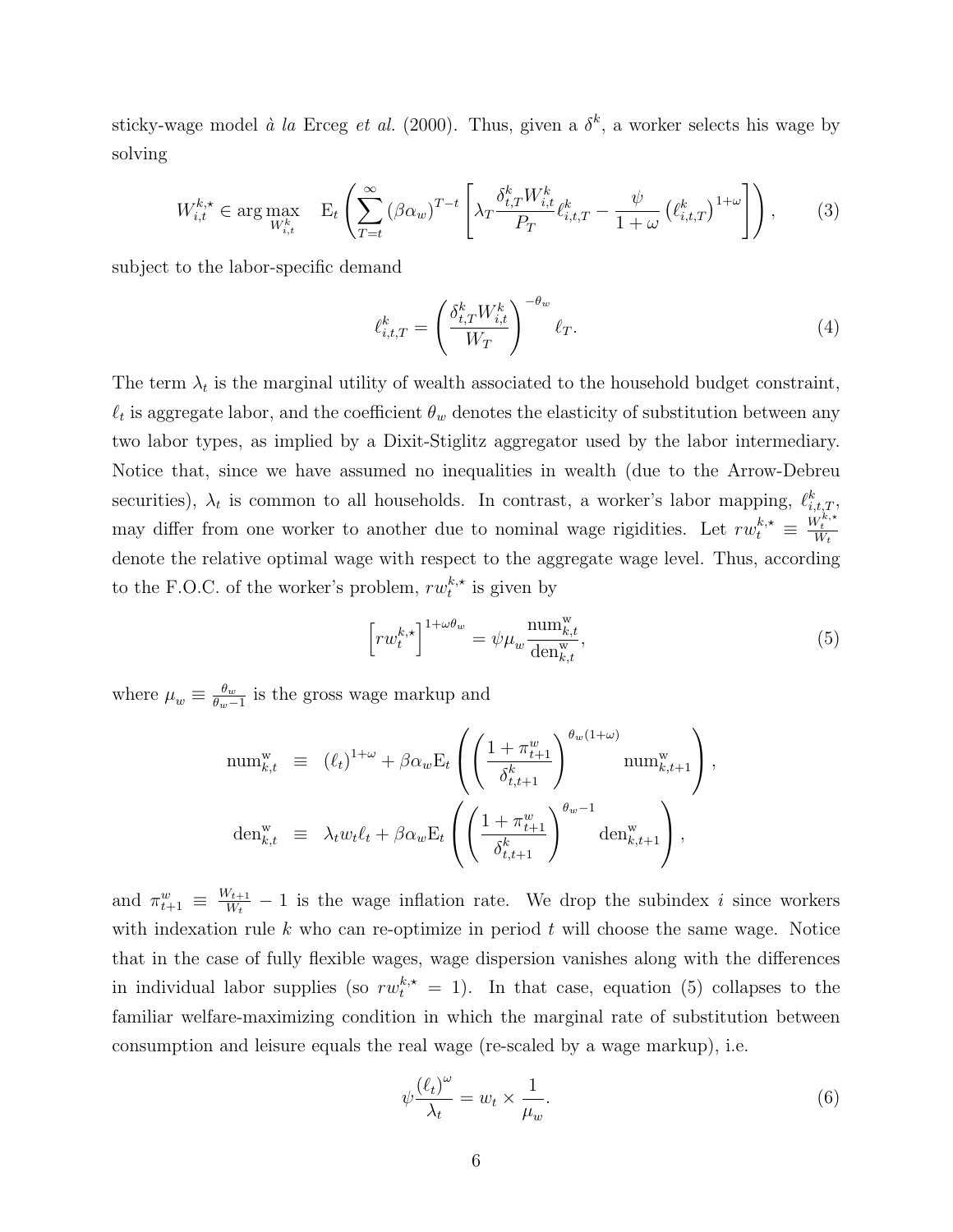sticky-wage model *à la* Erceg *et al.* (2000). Thus, given a $\delta^k$, a worker selects his wage by solving

$$W_{i,t}^{k,\star} \in \arg\max_{W_{i,t}^k} \quad \mathrm{E}_t \left( \sum_{T=t}^{\infty} (\beta\alpha_w)^{T-t} \left[ \lambda_T \frac{\delta_{t,T}^k W_{i,t}^k}{P_T} \ell_{i,t,T}^k - \frac{\psi}{1+\omega} \left(\ell_{i,t,T}^k\right)^{1+\omega} \right] \right), \tag{3}$$

subject to the labor-specific demand

$$\ell_{i,t,T}^k = \left( \frac{\delta_{t,T}^k W_{i,t}^k}{W_T} \right)^{-\theta_w} \ell_T. \tag{4}$$

The term $\lambda_t$ is the marginal utility of wealth associated to the household budget constraint, $\ell_t$ is aggregate labor, and the coefficient $\theta_w$ denotes the elasticity of substitution between any two labor types, as implied by a Dixit-Stiglitz aggregator used by the labor intermediary. Notice that, since we have assumed no inequalities in wealth (due to the Arrow-Debreu securities), $\lambda_t$ is common to all households. In contrast, a worker's labor mapping, $\ell_{i,t,T}^k$, may differ from one worker to another due to nominal wage rigidities. Let $rw_t^{k,\star} \equiv \frac{W_t^{k,\star}}{W_t}$ denote the relative optimal wage with respect to the aggregate wage level. Thus, according to the F.O.C. of the worker's problem, $rw_t^{k,\star}$ is given by

$$\left[ rw_t^{k,\star} \right]^{1+\omega\theta_w} = \psi\mu_w \frac{\mathrm{num}_{k,t}^{\mathrm{w}}}{\mathrm{den}_{k,t}^{\mathrm{w}}}, \tag{5}$$

where $\mu_w \equiv \frac{\theta_w}{\theta_w - 1}$ is the gross wage markup and

$$\begin{aligned}
\mathrm{num}_{k,t}^{\mathrm{w}} &\equiv (\ell_t)^{1+\omega} + \beta\alpha_w \mathrm{E}_t \left( \left( \frac{1+\pi_{t+1}^w}{\delta_{t,t+1}^k} \right)^{\theta_w(1+\omega)} \mathrm{num}_{k,t+1}^{\mathrm{w}} \right), \\
\mathrm{den}_{k,t}^{\mathrm{w}} &\equiv \lambda_t w_t \ell_t + \beta\alpha_w \mathrm{E}_t \left( \left( \frac{1+\pi_{t+1}^w}{\delta_{t,t+1}^k} \right)^{\theta_w - 1} \mathrm{den}_{k,t+1}^{\mathrm{w}} \right),
\end{aligned}$$

and $\pi_{t+1}^w \equiv \frac{W_{t+1}}{W_t} - 1$ is the wage inflation rate. We drop the subindex $i$ since workers with indexation rule $k$ who can re-optimize in period $t$ will choose the same wage. Notice that in the case of fully flexible wages, wage dispersion vanishes along with the differences in individual labor supplies (so $rw_t^{k,\star} = 1$). In that case, equation (5) collapses to the familiar welfare-maximizing condition in which the marginal rate of substitution between consumption and leisure equals the real wage (re-scaled by a wage markup), i.e.

$$\psi \frac{(\ell_t)^{\omega}}{\lambda_t} = w_t \times \frac{1}{\mu_w}. \tag{6}$$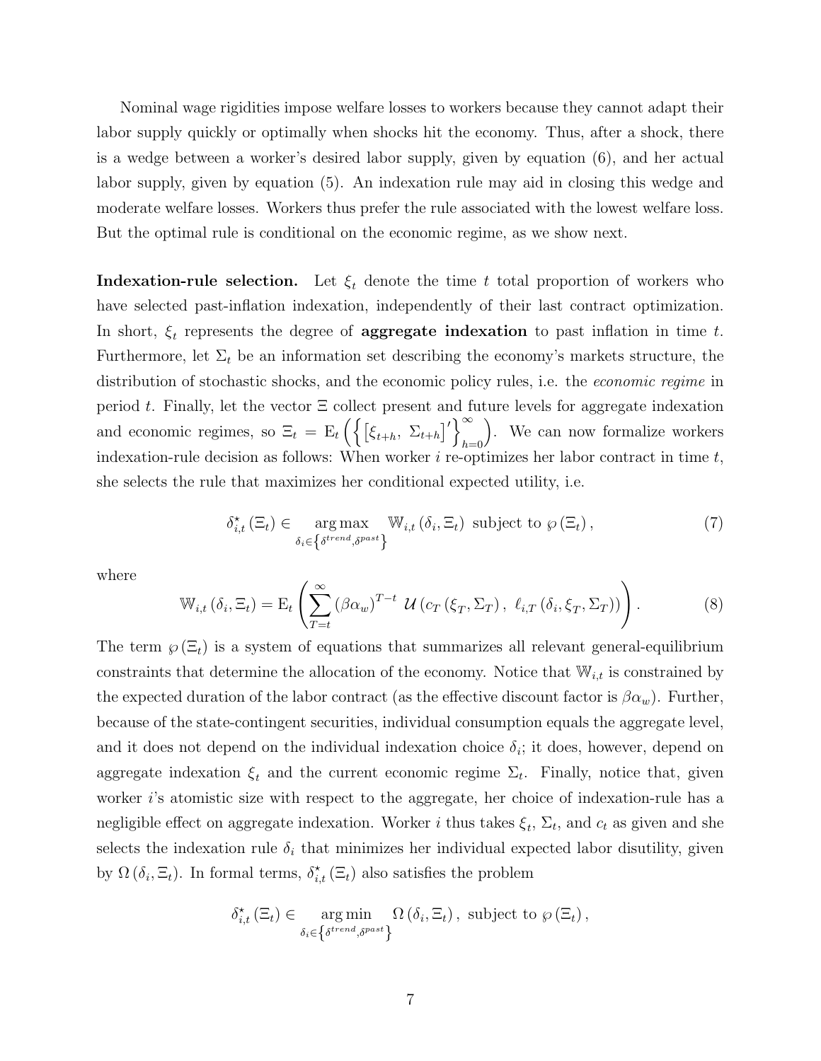Nominal wage rigidities impose welfare losses to workers because they cannot adapt their labor supply quickly or optimally when shocks hit the economy. Thus, after a shock, there is a wedge between a worker's desired labor supply, given by equation (6), and her actual labor supply, given by equation (5). An indexation rule may aid in closing this wedge and moderate welfare losses. Workers thus prefer the rule associated with the lowest welfare loss. But the optimal rule is conditional on the economic regime, as we show next.

**Indexation-rule selection.** Let $\xi_t$ denote the time $t$ total proportion of workers who have selected past-inflation indexation, independently of their last contract optimization. In short, $\xi_t$ represents the degree of **aggregate indexation** to past inflation in time $t$. Furthermore, let $\Sigma_t$ be an information set describing the economy's markets structure, the distribution of stochastic shocks, and the economic policy rules, i.e. the *economic regime* in period $t$. Finally, let the vector $\Xi$ collect present and future levels for aggregate indexation and economic regimes, so $\Xi_t = \mathrm{E}_t\left(\left\{\left[\xi_{t+h},\ \Sigma_{t+h}\right]'\right\}_{h=0}^{\infty}\right)$. We can now formalize workers indexation-rule decision as follows: When worker $i$ re-optimizes her labor contract in time $t$, she selects the rule that maximizes her conditional expected utility, i.e.

$$\delta_{i,t}^{\star}\left(\Xi_t\right) \in \underset{\delta_i \in \left\{\delta^{trend}, \delta^{past}\right\}}{\arg\max}\ \mathbb{W}_{i,t}\left(\delta_i, \Xi_t\right) \text{ subject to } \wp\left(\Xi_t\right), \tag{7}$$

where

$$\mathbb{W}_{i,t}\left(\delta_i, \Xi_t\right) = \mathrm{E}_t\left(\sum_{T=t}^{\infty}\left(\beta\alpha_w\right)^{T-t}\ \mathcal{U}\left(c_T\left(\xi_T, \Sigma_T\right),\ \ell_{i,T}\left(\delta_i, \xi_T, \Sigma_T\right)\right)\right). \tag{8}$$

The term $\wp\left(\Xi_t\right)$ is a system of equations that summarizes all relevant general-equilibrium constraints that determine the allocation of the economy. Notice that $\mathbb{W}_{i,t}$ is constrained by the expected duration of the labor contract (as the effective discount factor is $\beta\alpha_w$). Further, because of the state-contingent securities, individual consumption equals the aggregate level, and it does not depend on the individual indexation choice $\delta_i$; it does, however, depend on aggregate indexation $\xi_t$ and the current economic regime $\Sigma_t$. Finally, notice that, given worker $i$'s atomistic size with respect to the aggregate, her choice of indexation-rule has a negligible effect on aggregate indexation. Worker $i$ thus takes $\xi_t$, $\Sigma_t$, and $c_t$ as given and she selects the indexation rule $\delta_i$ that minimizes her individual expected labor disutility, given by $\Omega\left(\delta_i, \Xi_t\right)$. In formal terms, $\delta_{i,t}^{\star}\left(\Xi_t\right)$ also satisfies the problem

$$\delta_{i,t}^{\star}\left(\Xi_t\right) \in \underset{\delta_i \in \left\{\delta^{trend}, \delta^{past}\right\}}{\arg\min}\ \Omega\left(\delta_i, \Xi_t\right), \text{ subject to } \wp\left(\Xi_t\right),$$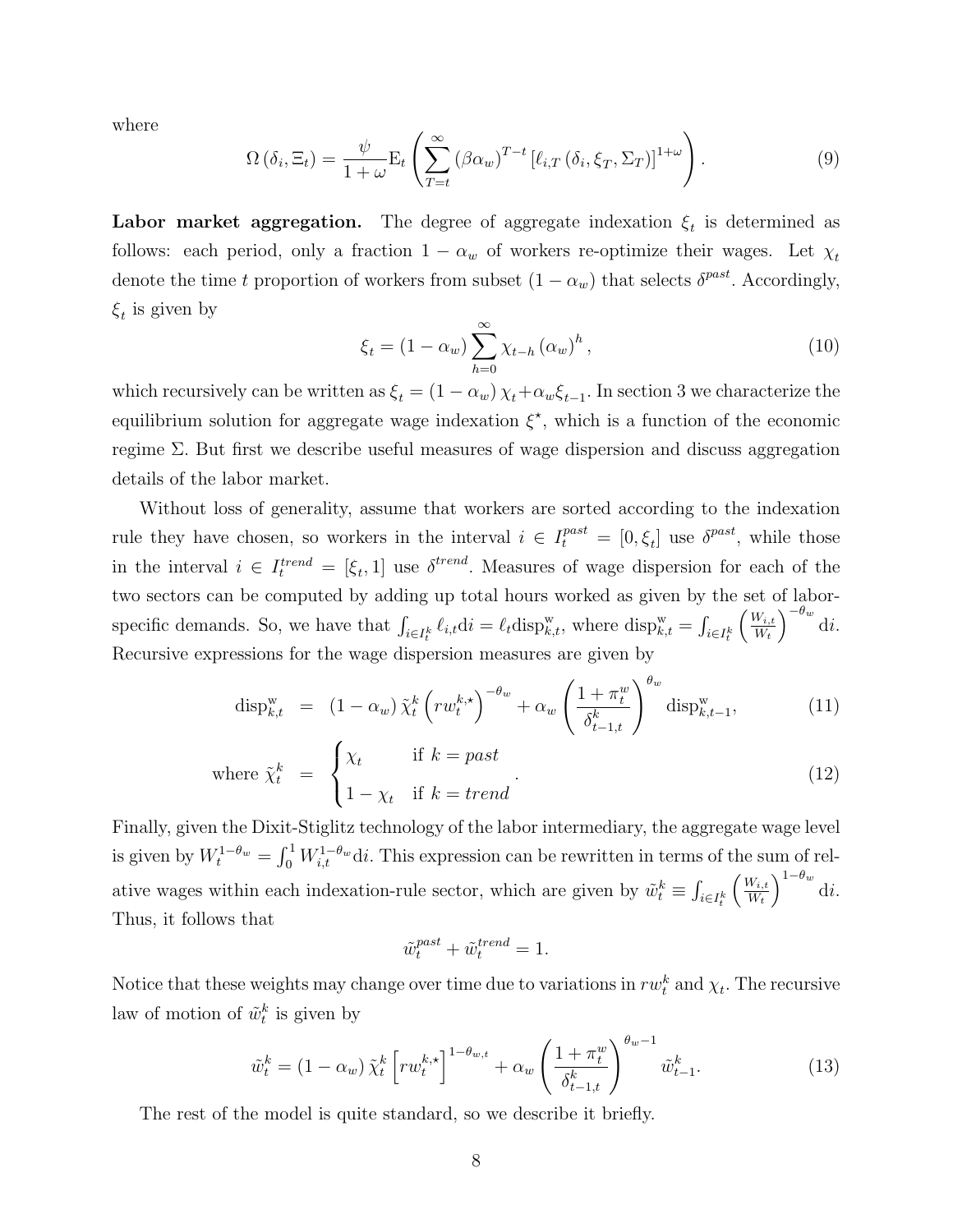where

$$\Omega\left(\delta_i, \Xi_t\right) = \frac{\psi}{1+\omega} \mathrm{E}_t \left( \sum_{T=t}^{\infty} \left(\beta \alpha_w\right)^{T-t} \left[\ell_{i,T}\left(\delta_i, \xi_T, \Sigma_T\right)\right]^{1+\omega} \right). \tag{9}$$

**Labor market aggregation.** The degree of aggregate indexation $\xi_t$ is determined as follows: each period, only a fraction $1-\alpha_w$ of workers re-optimize their wages. Let $\chi_t$ denote the time $t$ proportion of workers from subset $(1-\alpha_w)$ that selects $\delta^{past}$. Accordingly, $\xi_t$ is given by

$$\xi_t = \left(1-\alpha_w\right) \sum_{h=0}^{\infty} \chi_{t-h} \left(\alpha_w\right)^h, \tag{10}$$

which recursively can be written as $\xi_t = (1-\alpha_w)\chi_t + \alpha_w \xi_{t-1}$. In section 3 we characterize the equilibrium solution for aggregate wage indexation $\xi^{\star}$, which is a function of the economic regime $\Sigma$. But first we describe useful measures of wage dispersion and discuss aggregation details of the labor market.

Without loss of generality, assume that workers are sorted according to the indexation rule they have chosen, so workers in the interval $i \in I_t^{past} = [0, \xi_t]$ use $\delta^{past}$, while those in the interval $i \in I_t^{trend} = [\xi_t, 1]$ use $\delta^{trend}$. Measures of wage dispersion for each of the two sectors can be computed by adding up total hours worked as given by the set of labor-specific demands. So, we have that $\int_{i \in I_t^k} \ell_{i,t} \mathrm{d}i = \ell_t \mathrm{disp}_{k,t}^{\mathrm{w}}$, where $\mathrm{disp}_{k,t}^{\mathrm{w}} = \int_{i \in I_t^k} \left(\frac{W_{i,t}}{W_t}\right)^{-\theta_w} \mathrm{d}i$. Recursive expressions for the wage dispersion measures are given by

$$\mathrm{disp}_{k,t}^{\mathrm{w}} = \left(1-\alpha_w\right) \tilde{\chi}_t^k \left(rw_t^{k,\star}\right)^{-\theta_w} + \alpha_w \left(\frac{1+\pi_t^w}{\delta_{t-1,t}^k}\right)^{\theta_w} \mathrm{disp}_{k,t-1}^{\mathrm{w}}, \tag{11}$$

$$\text{where } \tilde{\chi}_t^k = \begin{cases} \chi_t & \text{if } k = past \\ 1-\chi_t & \text{if } k = trend \end{cases}. \tag{12}$$

Finally, given the Dixit-Stiglitz technology of the labor intermediary, the aggregate wage level is given by $W_t^{1-\theta_w} = \int_0^1 W_{i,t}^{1-\theta_w} \mathrm{d}i$. This expression can be rewritten in terms of the sum of relative wages within each indexation-rule sector, which are given by $\tilde{w}_t^k \equiv \int_{i \in I_t^k} \left(\frac{W_{i,t}}{W_t}\right)^{1-\theta_w} \mathrm{d}i$. Thus, it follows that

$$\tilde{w}_t^{past} + \tilde{w}_t^{trend} = 1.$$

Notice that these weights may change over time due to variations in $rw_t^k$ and $\chi_t$. The recursive law of motion of $\tilde{w}_t^k$ is given by

$$\tilde{w}_t^k = \left(1-\alpha_w\right) \tilde{\chi}_t^k \left[rw_t^{k,\star}\right]^{1-\theta_{w,t}} + \alpha_w \left(\frac{1+\pi_t^w}{\delta_{t-1,t}^k}\right)^{\theta_w - 1} \tilde{w}_{t-1}^k. \tag{13}$$

The rest of the model is quite standard, so we describe it briefly.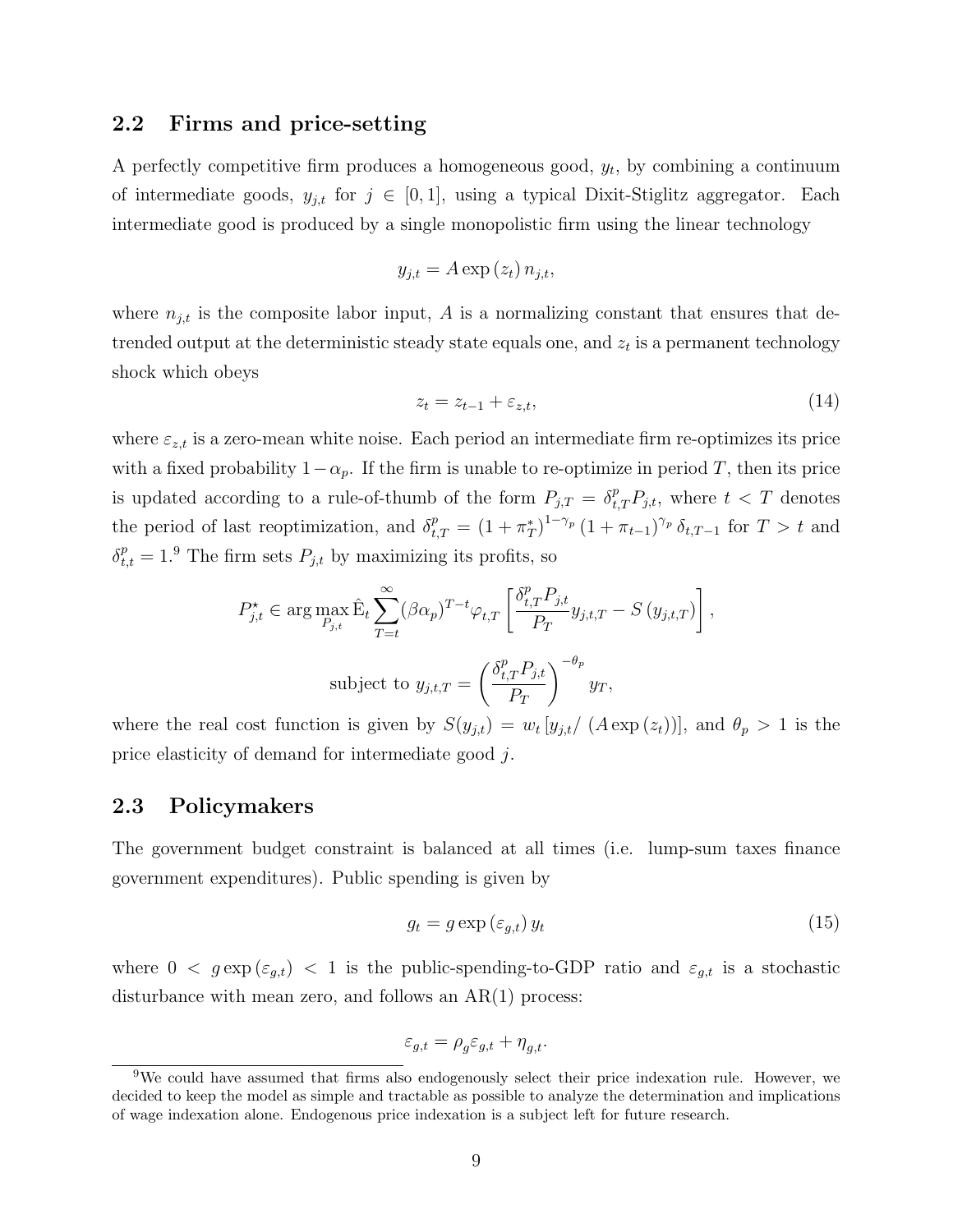## 2.2 Firms and price-setting

A perfectly competitive firm produces a homogeneous good, $y_t$, by combining a continuum of intermediate goods, $y_{j,t}$ for $j \in [0,1]$, using a typical Dixit-Stiglitz aggregator. Each intermediate good is produced by a single monopolistic firm using the linear technology

$$y_{j,t} = A \exp(z_t) \, n_{j,t},$$

where $n_{j,t}$ is the composite labor input, $A$ is a normalizing constant that ensures that detrended output at the deterministic steady state equals one, and $z_t$ is a permanent technology shock which obeys

$$z_t = z_{t-1} + \varepsilon_{z,t}, \tag{14}$$

where $\varepsilon_{z,t}$ is a zero-mean white noise. Each period an intermediate firm re-optimizes its price with a fixed probability $1-\alpha_p$. If the firm is unable to re-optimize in period $T$, then its price is updated according to a rule-of-thumb of the form $P_{j,T} = \delta^p_{t,T} P_{j,t}$, where $t < T$ denotes the period of last reoptimization, and $\delta^p_{t,T} = (1+\pi^*_T)^{1-\gamma_p} (1+\pi_{t-1})^{\gamma_p} \delta_{t,T-1}$ for $T > t$ and $\delta^p_{t,t} = 1$.[9] The firm sets $P_{j,t}$ by maximizing its profits, so

$$P^{\star}_{j,t} \in \arg\max_{P_{j,t}} \hat{\mathrm{E}}_t \sum_{T=t}^{\infty} (\beta\alpha_p)^{T-t} \varphi_{t,T} \left[ \frac{\delta^p_{t,T} P_{j,t}}{P_T} y_{j,t,T} - S(y_{j,t,T}) \right],$$

$$\text{subject to } y_{j,t,T} = \left( \frac{\delta^p_{t,T} P_{j,t}}{P_T} \right)^{-\theta_p} y_T,$$

where the real cost function is given by $S(y_{j,t}) = w_t \left[ y_{j,t} / \left( A \exp(z_t) \right) \right]$, and $\theta_p > 1$ is the price elasticity of demand for intermediate good $j$.

## 2.3 Policymakers

The government budget constraint is balanced at all times (i.e. lump-sum taxes finance government expenditures). Public spending is given by

$$g_t = g \exp(\varepsilon_{g,t}) \, y_t \tag{15}$$

where $0 < g \exp(\varepsilon_{g,t}) < 1$ is the public-spending-to-GDP ratio and $\varepsilon_{g,t}$ is a stochastic disturbance with mean zero, and follows an AR(1) process:

$$\varepsilon_{g,t} = \rho_g \varepsilon_{g,t} + \eta_{g,t}.$$

[9] We could have assumed that firms also endogenously select their price indexation rule. However, we decided to keep the model as simple and tractable as possible to analyze the determination and implications of wage indexation alone. Endogenous price indexation is a subject left for future research.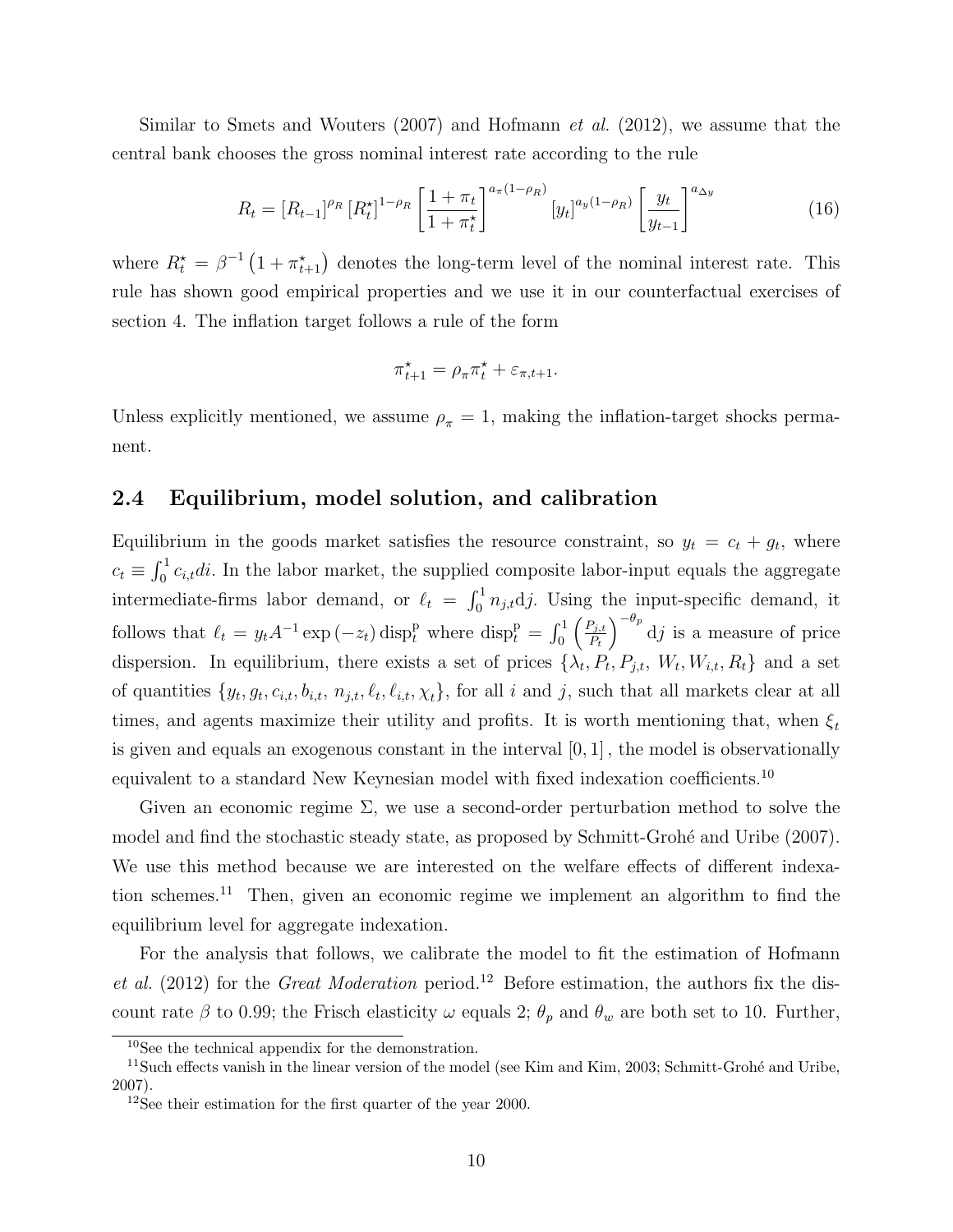Similar to Smets and Wouters (2007) and Hofmann *et al.* (2012), we assume that the central bank chooses the gross nominal interest rate according to the rule

$$R_t = [R_{t-1}]^{\rho_R} [R_t^\star]^{1-\rho_R} \left[\frac{1+\pi_t}{1+\pi_t^\star}\right]^{a_\pi(1-\rho_R)} [y_t]^{a_y(1-\rho_R)} \left[\frac{y_t}{y_{t-1}}\right]^{a_{\Delta y}} \tag{16}$$

where $R_t^\star = \beta^{-1}\left(1+\pi_{t+1}^\star\right)$ denotes the long-term level of the nominal interest rate. This rule has shown good empirical properties and we use it in our counterfactual exercises of section 4. The inflation target follows a rule of the form

$$\pi_{t+1}^\star = \rho_\pi \pi_t^\star + \varepsilon_{\pi,t+1}.$$

Unless explicitly mentioned, we assume $\rho_\pi = 1$, making the inflation-target shocks permanent.

## 2.4 Equilibrium, model solution, and calibration

Equilibrium in the goods market satisfies the resource constraint, so $y_t = c_t + g_t$, where $c_t \equiv \int_0^1 c_{i,t} di$. In the labor market, the supplied composite labor-input equals the aggregate intermediate-firms labor demand, or $\ell_t = \int_0^1 n_{j,t} \mathrm{d}j$. Using the input-specific demand, it follows that $\ell_t = y_t A^{-1} \exp(-z_t) \operatorname{disp}_t^{\mathrm{p}}$ where $\operatorname{disp}_t^{\mathrm{p}} = \int_0^1 \left(\frac{P_{j,t}}{P_t}\right)^{-\theta_p} \mathrm{d}j$ is a measure of price dispersion. In equilibrium, there exists a set of prices $\{\lambda_t, P_t, P_{j,t}, W_t, W_{i,t}, R_t\}$ and a set of quantities $\{y_t, g_t, c_{i,t}, b_{i,t}, n_{j,t}, \ell_t, \ell_{i,t}, \chi_t\}$, for all $i$ and $j$, such that all markets clear at all times, and agents maximize their utility and profits. It is worth mentioning that, when $\xi_t$ is given and equals an exogenous constant in the interval $[0,1]$, the model is observationally equivalent to a standard New Keynesian model with fixed indexation coefficients.[10]

Given an economic regime $\Sigma$, we use a second-order perturbation method to solve the model and find the stochastic steady state, as proposed by Schmitt-Grohé and Uribe (2007). We use this method because we are interested on the welfare effects of different indexation schemes.[11] Then, given an economic regime we implement an algorithm to find the equilibrium level for aggregate indexation.

For the analysis that follows, we calibrate the model to fit the estimation of Hofmann *et al.* (2012) for the *Great Moderation* period.[12] Before estimation, the authors fix the discount rate $\beta$ to 0.99; the Frisch elasticity $\omega$ equals 2; $\theta_p$ and $\theta_w$ are both set to 10. Further,

---

[10] See the technical appendix for the demonstration.

[11] Such effects vanish in the linear version of the model (see Kim and Kim, 2003; Schmitt-Grohé and Uribe, 2007).

[12] See their estimation for the first quarter of the year 2000.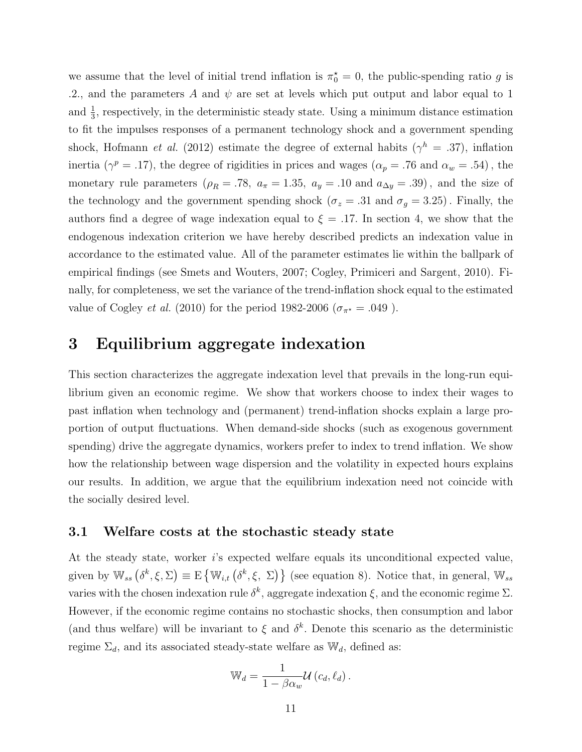we assume that the level of initial trend inflation is $\pi_0^{\star} = 0$, the public-spending ratio $g$ is .2., and the parameters $A$ and $\psi$ are set at levels which put output and labor equal to 1 and $\frac{1}{3}$, respectively, in the deterministic steady state. Using a minimum distance estimation to fit the impulses responses of a permanent technology shock and a government spending shock, Hofmann *et al.* (2012) estimate the degree of external habits ($\gamma^h = .37$), inflation inertia ($\gamma^p = .17$), the degree of rigidities in prices and wages ($\alpha_p = .76$ and $\alpha_w = .54$), the monetary rule parameters ($\rho_R = .78,\ a_\pi = 1.35,\ a_y = .10$ and $a_{\Delta y} = .39$), and the size of the technology and the government spending shock ($\sigma_z = .31$ and $\sigma_g = 3.25$). Finally, the authors find a degree of wage indexation equal to $\xi = .17$. In section 4, we show that the endogenous indexation criterion we have hereby described predicts an indexation value in accordance to the estimated value. All of the parameter estimates lie within the ballpark of empirical findings (see Smets and Wouters, 2007; Cogley, Primiceri and Sargent, 2010). Finally, for completeness, we set the variance of the trend-inflation shock equal to the estimated value of Cogley *et al.* (2010) for the period 1982-2006 ($\sigma_{\pi^\star} = .049$ ).

# 3 Equilibrium aggregate indexation

This section characterizes the aggregate indexation level that prevails in the long-run equilibrium given an economic regime. We show that workers choose to index their wages to past inflation when technology and (permanent) trend-inflation shocks explain a large proportion of output fluctuations. When demand-side shocks (such as exogenous government spending) drive the aggregate dynamics, workers prefer to index to trend inflation. We show how the relationship between wage dispersion and the volatility in expected hours explains our results. In addition, we argue that the equilibrium indexation need not coincide with the socially desired level.

## 3.1 Welfare costs at the stochastic steady state

At the steady state, worker $i$'s expected welfare equals its unconditional expected value, given by $\mathbb{W}_{ss}\left(\delta^k, \xi, \Sigma\right) \equiv \mathrm{E}\left\{\mathbb{W}_{i,t}\left(\delta^k, \xi,\ \Sigma\right)\right\}$ (see equation 8). Notice that, in general, $\mathbb{W}_{ss}$ varies with the chosen indexation rule $\delta^k$, aggregate indexation $\xi$, and the economic regime $\Sigma$. However, if the economic regime contains no stochastic shocks, then consumption and labor (and thus welfare) will be invariant to $\xi$ and $\delta^k$. Denote this scenario as the deterministic regime $\Sigma_d$, and its associated steady-state welfare as $\mathbb{W}_d$, defined as:

$$\mathbb{W}_d = \frac{1}{1 - \beta\alpha_w}\mathcal{U}\left(c_d, \ell_d\right).$$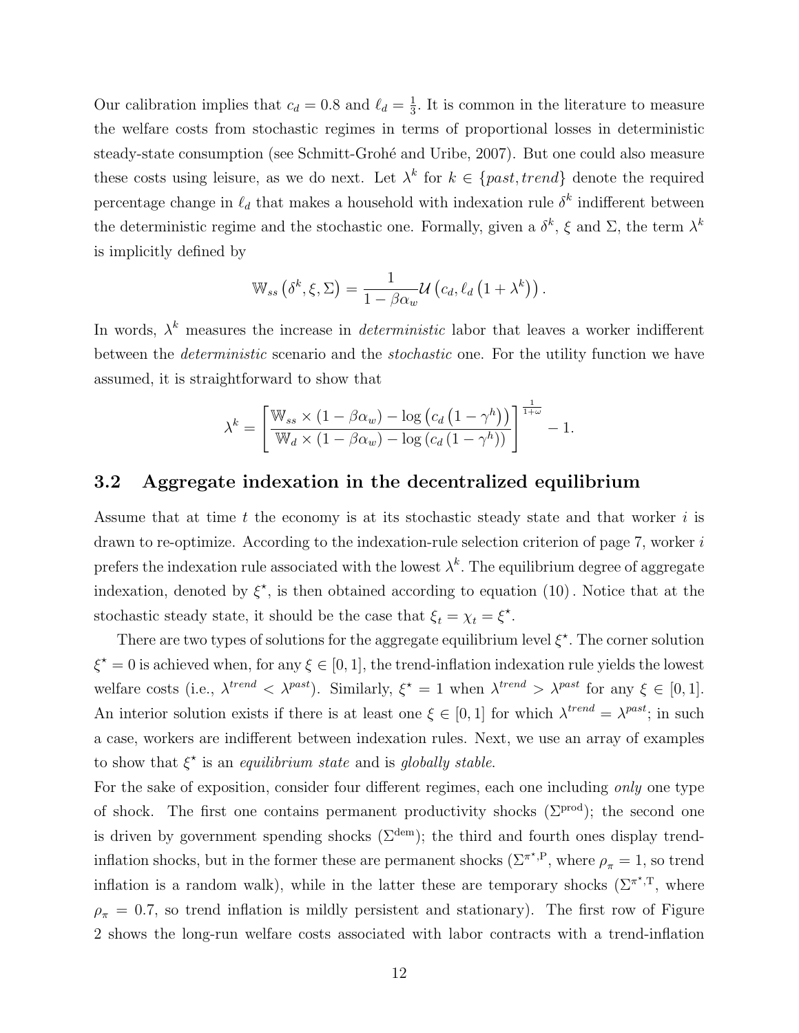Our calibration implies that $c_d = 0.8$ and $\ell_d = \frac{1}{3}$. It is common in the literature to measure the welfare costs from stochastic regimes in terms of proportional losses in deterministic steady-state consumption (see Schmitt-Grohé and Uribe, 2007). But one could also measure these costs using leisure, as we do next. Let $\lambda^k$ for $k \in \{past, trend\}$ denote the required percentage change in $\ell_d$ that makes a household with indexation rule $\delta^k$ indifferent between the deterministic regime and the stochastic one. Formally, given a $\delta^k$, $\xi$ and $\Sigma$, the term $\lambda^k$ is implicitly defined by

$$\mathbb{W}_{ss}\left(\delta^k, \xi, \Sigma\right) = \frac{1}{1-\beta\alpha_w}\mathcal{U}\left(c_d, \ell_d\left(1+\lambda^k\right)\right).$$

In words, $\lambda^k$ measures the increase in *deterministic* labor that leaves a worker indifferent between the *deterministic* scenario and the *stochastic* one. For the utility function we have assumed, it is straightforward to show that

$$\lambda^k = \left[\frac{\mathbb{W}_{ss} \times (1-\beta\alpha_w) - \log\left(c_d\left(1-\gamma^h\right)\right)}{\mathbb{W}_d \times (1-\beta\alpha_w) - \log\left(c_d\left(1-\gamma^h\right)\right)}\right]^{\frac{1}{1+\omega}} - 1.$$

## 3.2 Aggregate indexation in the decentralized equilibrium

Assume that at time $t$ the economy is at its stochastic steady state and that worker $i$ is drawn to re-optimize. According to the indexation-rule selection criterion of page 7, worker $i$ prefers the indexation rule associated with the lowest $\lambda^k$. The equilibrium degree of aggregate indexation, denoted by $\xi^\star$, is then obtained according to equation (10). Notice that at the stochastic steady state, it should be the case that $\xi_t = \chi_t = \xi^\star$.

There are two types of solutions for the aggregate equilibrium level $\xi^\star$. The corner solution $\xi^\star = 0$ is achieved when, for any $\xi \in [0,1]$, the trend-inflation indexation rule yields the lowest welfare costs (i.e., $\lambda^{trend} < \lambda^{past}$). Similarly, $\xi^\star = 1$ when $\lambda^{trend} > \lambda^{past}$ for any $\xi \in [0,1]$. An interior solution exists if there is at least one $\xi \in [0,1]$ for which $\lambda^{trend} = \lambda^{past}$; in such a case, workers are indifferent between indexation rules. Next, we use an array of examples to show that $\xi^\star$ is an *equilibrium state* and is *globally stable*.

For the sake of exposition, consider four different regimes, each one including *only* one type of shock. The first one contains permanent productivity shocks ($\Sigma^{\text{prod}}$); the second one is driven by government spending shocks ($\Sigma^{\text{dem}}$); the third and fourth ones display trend-inflation shocks, but in the former these are permanent shocks ($\Sigma^{\pi^\star,\text{P}}$, where $\rho_\pi = 1$, so trend inflation is a random walk), while in the latter these are temporary shocks ($\Sigma^{\pi^\star,\text{T}}$, where $\rho_\pi = 0.7$, so trend inflation is mildly persistent and stationary). The first row of Figure 2 shows the long-run welfare costs associated with labor contracts with a trend-inflation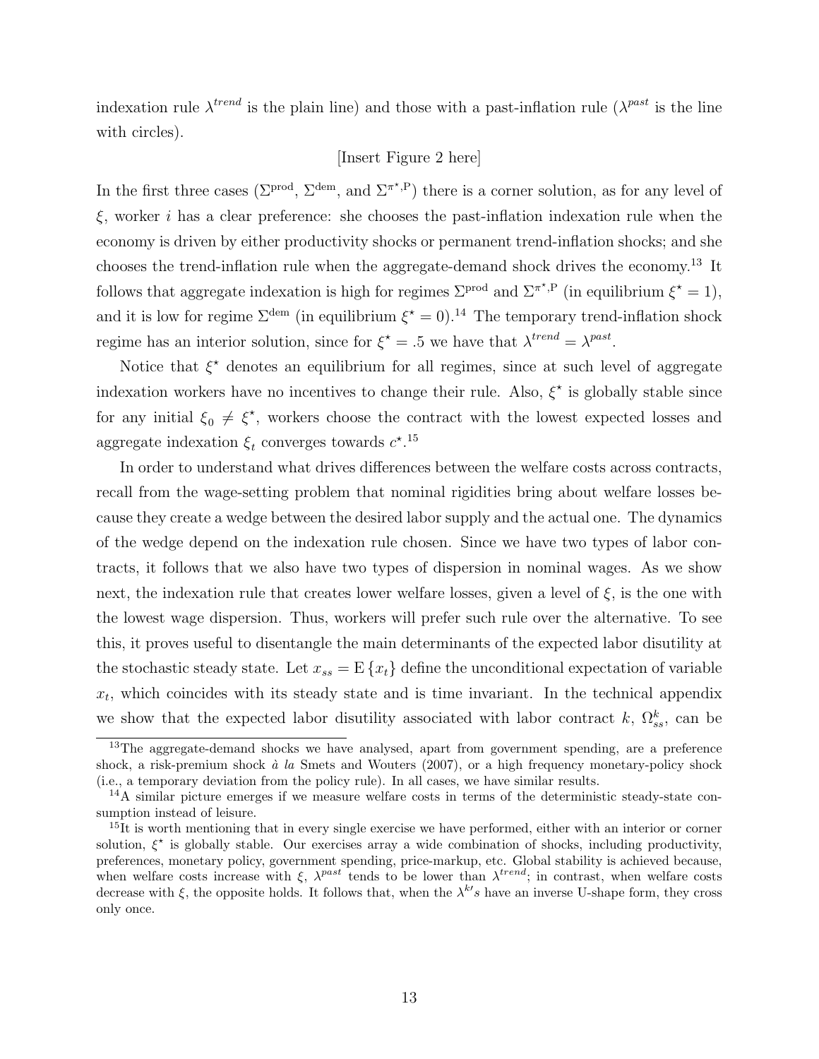indexation rule $\lambda^{trend}$ is the plain line) and those with a past-inflation rule ($\lambda^{past}$ is the line with circles).

[Insert Figure 2 here]

In the first three cases ($\Sigma^{\text{prod}}$, $\Sigma^{\text{dem}}$, and $\Sigma^{\pi^\star,\text{P}}$) there is a corner solution, as for any level of $\xi$, worker $i$ has a clear preference: she chooses the past-inflation indexation rule when the economy is driven by either productivity shocks or permanent trend-inflation shocks; and she chooses the trend-inflation rule when the aggregate-demand shock drives the economy.[13] It follows that aggregate indexation is high for regimes $\Sigma^{\text{prod}}$ and $\Sigma^{\pi^\star,\text{P}}$ (in equilibrium $\xi^\star = 1$), and it is low for regime $\Sigma^{\text{dem}}$ (in equilibrium $\xi^\star = 0$).[14] The temporary trend-inflation shock regime has an interior solution, since for $\xi^\star = .5$ we have that $\lambda^{trend} = \lambda^{past}$.

Notice that $\xi^\star$ denotes an equilibrium for all regimes, since at such level of aggregate indexation workers have no incentives to change their rule. Also, $\xi^\star$ is globally stable since for any initial $\xi_0 \neq \xi^\star$, workers choose the contract with the lowest expected losses and aggregate indexation $\xi_t$ converges towards $c^\star$.[15]

In order to understand what drives differences between the welfare costs across contracts, recall from the wage-setting problem that nominal rigidities bring about welfare losses because they create a wedge between the desired labor supply and the actual one. The dynamics of the wedge depend on the indexation rule chosen. Since we have two types of labor contracts, it follows that we also have two types of dispersion in nominal wages. As we show next, the indexation rule that creates lower welfare losses, given a level of $\xi$, is the one with the lowest wage dispersion. Thus, workers will prefer such rule over the alternative. To see this, it proves useful to disentangle the main determinants of the expected labor disutility at the stochastic steady state. Let $x_{ss} = \text{E}\{x_t\}$ define the unconditional expectation of variable $x_t$, which coincides with its steady state and is time invariant. In the technical appendix we show that the expected labor disutility associated with labor contract $k$, $\Omega_{ss}^k$, can be

---

[13] The aggregate-demand shocks we have analysed, apart from government spending, are a preference shock, a risk-premium shock *à la* Smets and Wouters (2007), or a high frequency monetary-policy shock (i.e., a temporary deviation from the policy rule). In all cases, we have similar results.

[14] A similar picture emerges if we measure welfare costs in terms of the deterministic steady-state consumption instead of leisure.

[15] It is worth mentioning that in every single exercise we have performed, either with an interior or corner solution, $\xi^\star$ is globally stable. Our exercises array a wide combination of shocks, including productivity, preferences, monetary policy, government spending, price-markup, etc. Global stability is achieved because, when welfare costs increase with $\xi$, $\lambda^{past}$ tends to be lower than $\lambda^{trend}$; in contrast, when welfare costs decrease with $\xi$, the opposite holds. It follows that, when the $\lambda^{k'}s$ have an inverse U-shape form, they cross only once.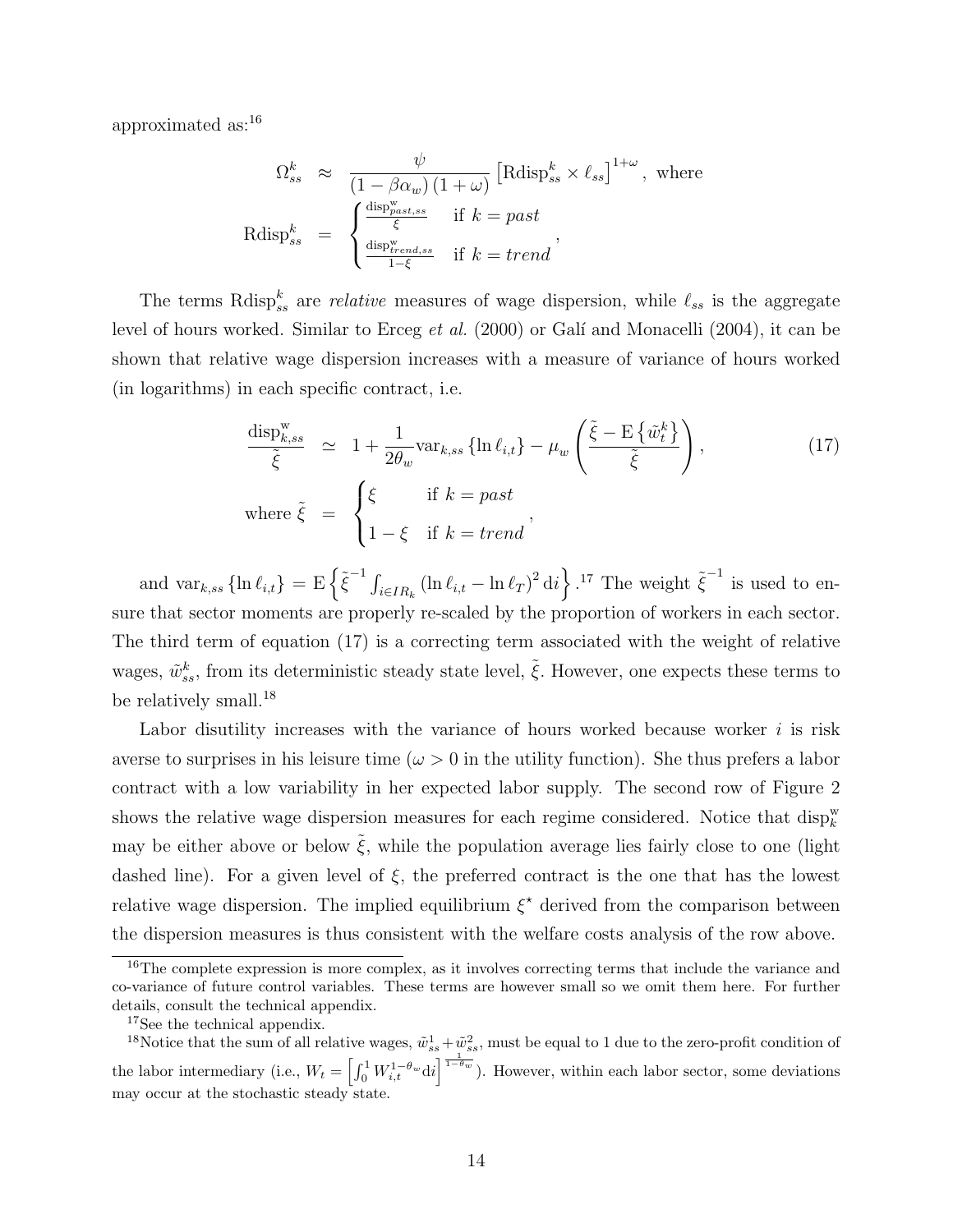approximated as:[16]

$$
\Omega_{ss}^{k} \approx \frac{\psi}{(1-\beta\alpha_w)(1+\omega)}\left[\text{Rdisp}_{ss}^{k} \times \ell_{ss}\right]^{1+\omega}, \text{ where}
$$

$$
\text{Rdisp}_{ss}^{k} = \begin{cases} \frac{\text{disp}_{past,ss}^{\text{w}}}{\xi} & \text{if } k = past \\ \frac{\text{disp}_{trend,ss}^{\text{w}}}{1-\xi} & \text{if } k = trend \end{cases},
$$

The terms $\text{Rdisp}_{ss}^{k}$ are *relative* measures of wage dispersion, while $\ell_{ss}$ is the aggregate level of hours worked. Similar to Erceg *et al.* (2000) or Galí and Monacelli (2004), it can be shown that relative wage dispersion increases with a measure of variance of hours worked (in logarithms) in each specific contract, i.e.

$$
\frac{\text{disp}_{k,ss}^{\text{w}}}{\tilde{\xi}} \simeq 1 + \frac{1}{2\theta_w}\text{var}_{k,ss}\left\{\ln \ell_{i,t}\right\} - \mu_w\left(\frac{\tilde{\xi} - \text{E}\left\{\tilde{w}_t^k\right\}}{\tilde{\xi}}\right), \tag{17}
$$

$$
\text{where } \tilde{\xi} = \begin{cases} \xi & \text{if } k = past \\ 1-\xi & \text{if } k = trend \end{cases},
$$

and $\text{var}_{k,ss}\left\{\ln \ell_{i,t}\right\} = \text{E}\left\{\tilde{\xi}^{-1}\int_{i\in IR_k}\left(\ln \ell_{i,t} - \ln \ell_T\right)^2 \text{d}i\right\}$.[17] The weight $\tilde{\xi}^{-1}$ is used to ensure that sector moments are properly re-scaled by the proportion of workers in each sector. The third term of equation (17) is a correcting term associated with the weight of relative wages, $\tilde{w}_{ss}^{k}$, from its deterministic steady state level, $\tilde{\xi}$. However, one expects these terms to be relatively small.[18]

Labor disutility increases with the variance of hours worked because worker $i$ is risk averse to surprises in his leisure time ($\omega > 0$ in the utility function). She thus prefers a labor contract with a low variability in her expected labor supply. The second row of Figure 2 shows the relative wage dispersion measures for each regime considered. Notice that $\text{disp}_{k}^{\text{w}}$ may be either above or below $\tilde{\xi}$, while the population average lies fairly close to one (light dashed line). For a given level of $\xi$, the preferred contract is the one that has the lowest relative wage dispersion. The implied equilibrium $\xi^{\star}$ derived from the comparison between the dispersion measures is thus consistent with the welfare costs analysis of the row above.

[16] The complete expression is more complex, as it involves correcting terms that include the variance and co-variance of future control variables. These terms are however small so we omit them here. For further details, consult the technical appendix.

[17] See the technical appendix.

[18] Notice that the sum of all relative wages, $\tilde{w}_{ss}^{1} + \tilde{w}_{ss}^{2}$, must be equal to 1 due to the zero-profit condition of the labor intermediary (i.e., $W_t = \left[\int_0^1 W_{i,t}^{1-\theta_w}\text{d}i\right]^{\frac{1}{1-\theta_w}}$). However, within each labor sector, some deviations may occur at the stochastic steady state.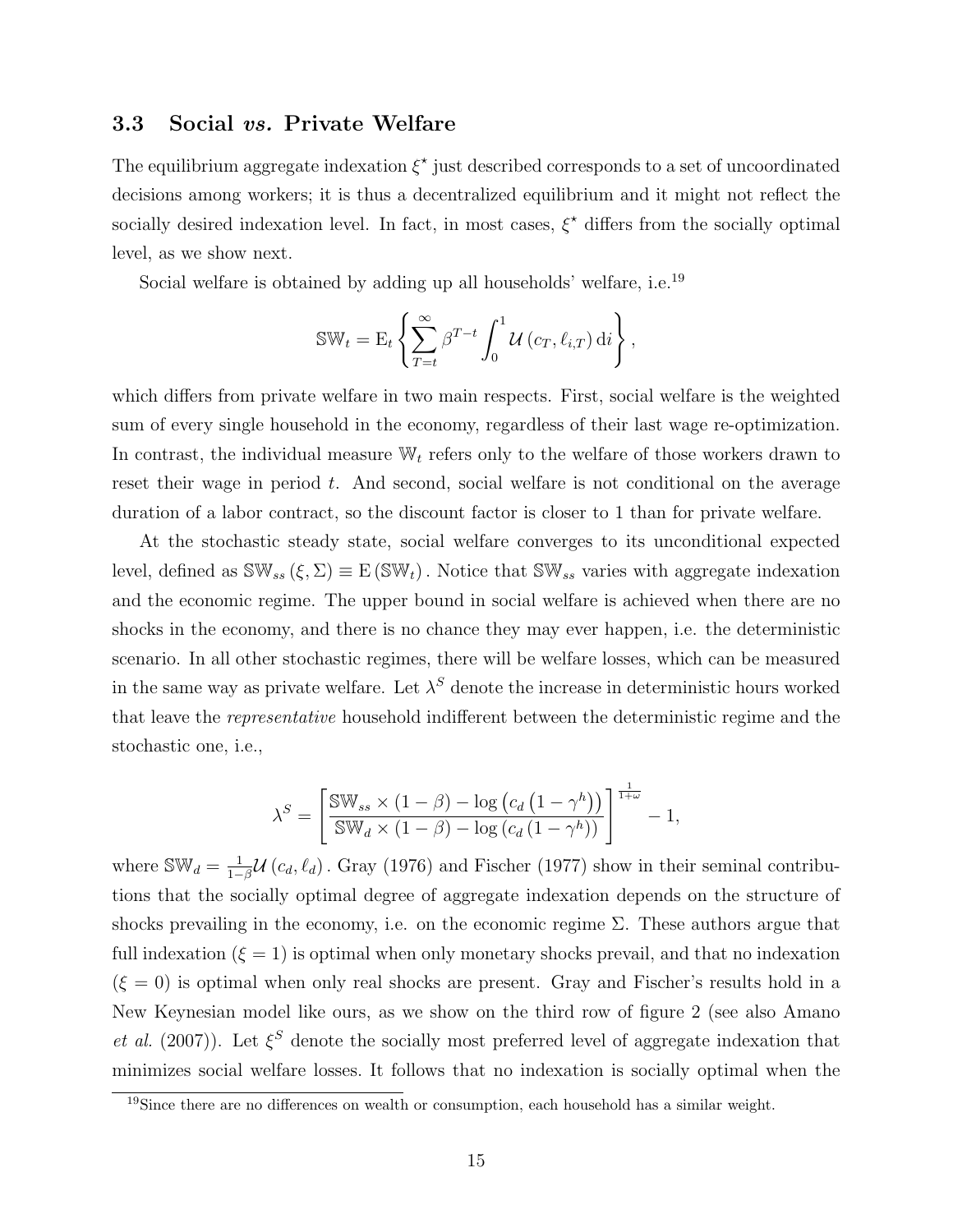### 3.3 Social *vs.* Private Welfare

The equilibrium aggregate indexation $\xi^\star$ just described corresponds to a set of uncoordinated decisions among workers; it is thus a decentralized equilibrium and it might not reflect the socially desired indexation level. In fact, in most cases, $\xi^\star$ differs from the socially optimal level, as we show next.

Social welfare is obtained by adding up all households' welfare, i.e.[19]

$$\mathbb{SW}_t = \mathrm{E}_t \left\{ \sum_{T=t}^{\infty} \beta^{T-t} \int_0^1 \mathcal{U}\left(c_T, \ell_{i,T}\right) \mathrm{d}i \right\},$$

which differs from private welfare in two main respects. First, social welfare is the weighted sum of every single household in the economy, regardless of their last wage re-optimization. In contrast, the individual measure $\mathbb{W}_t$ refers only to the welfare of those workers drawn to reset their wage in period $t$. And second, social welfare is not conditional on the average duration of a labor contract, so the discount factor is closer to 1 than for private welfare.

At the stochastic steady state, social welfare converges to its unconditional expected level, defined as $\mathbb{SW}_{ss}(\xi, \Sigma) \equiv \mathrm{E}(\mathbb{SW}_t)$. Notice that $\mathbb{SW}_{ss}$ varies with aggregate indexation and the economic regime. The upper bound in social welfare is achieved when there are no shocks in the economy, and there is no chance they may ever happen, i.e. the deterministic scenario. In all other stochastic regimes, there will be welfare losses, which can be measured in the same way as private welfare. Let $\lambda^S$ denote the increase in deterministic hours worked that leave the *representative* household indifferent between the deterministic regime and the stochastic one, i.e.,

$$\lambda^S = \left[ \frac{\mathbb{SW}_{ss} \times (1-\beta) - \log\left(c_d\left(1-\gamma^h\right)\right)}{\mathbb{SW}_{d} \times (1-\beta) - \log\left(c_d\left(1-\gamma^h\right)\right)} \right]^{\frac{1}{1+\omega}} - 1,$$

where $\mathbb{SW}_d = \frac{1}{1-\beta}\mathcal{U}\left(c_d, \ell_d\right)$. Gray (1976) and Fischer (1977) show in their seminal contributions that the socially optimal degree of aggregate indexation depends on the structure of shocks prevailing in the economy, i.e. on the economic regime $\Sigma$. These authors argue that full indexation ($\xi = 1$) is optimal when only monetary shocks prevail, and that no indexation ($\xi = 0$) is optimal when only real shocks are present. Gray and Fischer's results hold in a New Keynesian model like ours, as we show on the third row of figure 2 (see also Amano *et al.* (2007)). Let $\xi^S$ denote the socially most preferred level of aggregate indexation that minimizes social welfare losses. It follows that no indexation is socially optimal when the

[19] Since there are no differences on wealth or consumption, each household has a similar weight.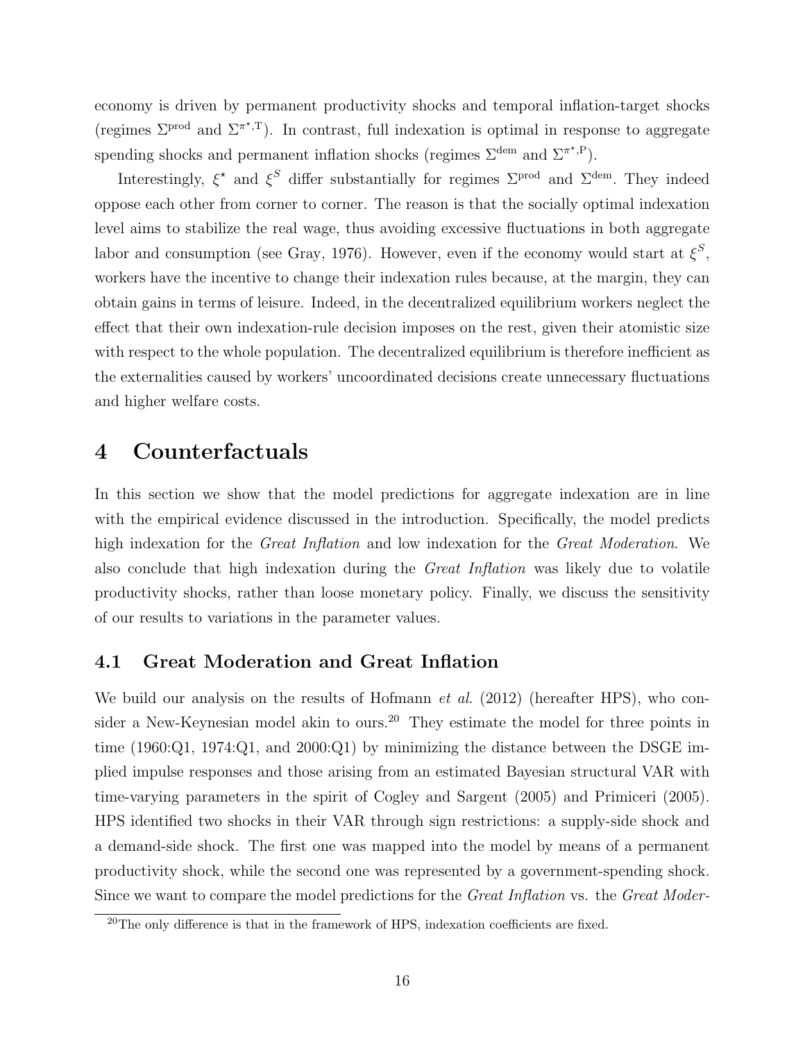economy is driven by permanent productivity shocks and temporal inflation-target shocks (regimes $\Sigma^{\text{prod}}$ and $\Sigma^{\pi^\star,\text{T}}$). In contrast, full indexation is optimal in response to aggregate spending shocks and permanent inflation shocks (regimes $\Sigma^{\text{dem}}$ and $\Sigma^{\pi^\star,\text{P}}$).

Interestingly, $\xi^\star$ and $\xi^S$ differ substantially for regimes $\Sigma^{\text{prod}}$ and $\Sigma^{\text{dem}}$. They indeed oppose each other from corner to corner. The reason is that the socially optimal indexation level aims to stabilize the real wage, thus avoiding excessive fluctuations in both aggregate labor and consumption (see Gray, 1976). However, even if the economy would start at $\xi^S$, workers have the incentive to change their indexation rules because, at the margin, they can obtain gains in terms of leisure. Indeed, in the decentralized equilibrium workers neglect the effect that their own indexation-rule decision imposes on the rest, given their atomistic size with respect to the whole population. The decentralized equilibrium is therefore inefficient as the externalities caused by workers' uncoordinated decisions create unnecessary fluctuations and higher welfare costs.

# 4 Counterfactuals

In this section we show that the model predictions for aggregate indexation are in line with the empirical evidence discussed in the introduction. Specifically, the model predicts high indexation for the *Great Inflation* and low indexation for the *Great Moderation*. We also conclude that high indexation during the *Great Inflation* was likely due to volatile productivity shocks, rather than loose monetary policy. Finally, we discuss the sensitivity of our results to variations in the parameter values.

## 4.1 Great Moderation and Great Inflation

We build our analysis on the results of Hofmann *et al.* (2012) (hereafter HPS), who consider a New-Keynesian model akin to ours.[20] They estimate the model for three points in time (1960:Q1, 1974:Q1, and 2000:Q1) by minimizing the distance between the DSGE implied impulse responses and those arising from an estimated Bayesian structural VAR with time-varying parameters in the spirit of Cogley and Sargent (2005) and Primiceri (2005). HPS identified two shocks in their VAR through sign restrictions: a supply-side shock and a demand-side shock. The first one was mapped into the model by means of a permanent productivity shock, while the second one was represented by a government-spending shock. Since we want to compare the model predictions for the *Great Inflation* vs. the *Great Moder-*

[20] The only difference is that in the framework of HPS, indexation coefficients are fixed.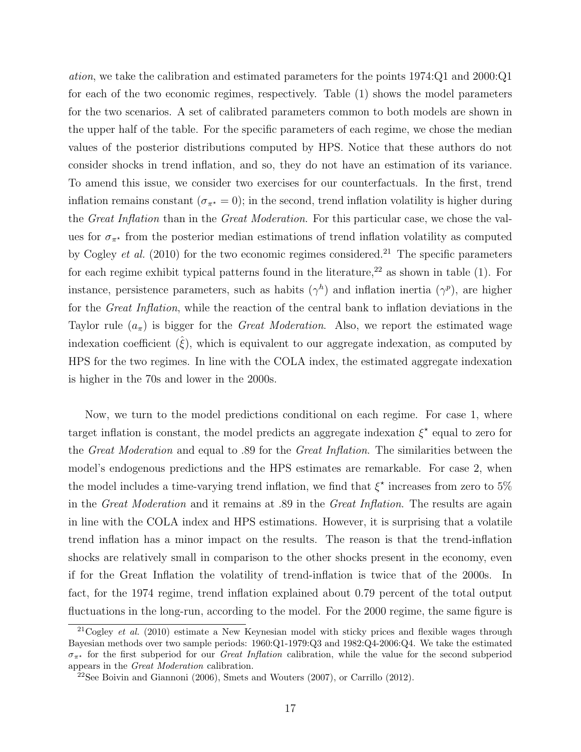*ation*, we take the calibration and estimated parameters for the points 1974:Q1 and 2000:Q1 for each of the two economic regimes, respectively. Table (1) shows the model parameters for the two scenarios. A set of calibrated parameters common to both models are shown in the upper half of the table. For the specific parameters of each regime, we chose the median values of the posterior distributions computed by HPS. Notice that these authors do not consider shocks in trend inflation, and so, they do not have an estimation of its variance. To amend this issue, we consider two exercises for our counterfactuals. In the first, trend inflation remains constant ($\sigma_{\pi^\star} = 0$); in the second, trend inflation volatility is higher during the *Great Inflation* than in the *Great Moderation*. For this particular case, we chose the values for $\sigma_{\pi^\star}$ from the posterior median estimations of trend inflation volatility as computed by Cogley *et al.* (2010) for the two economic regimes considered.[21] The specific parameters for each regime exhibit typical patterns found in the literature,[22] as shown in table (1). For instance, persistence parameters, such as habits ($\gamma^h$) and inflation inertia ($\gamma^p$), are higher for the *Great Inflation*, while the reaction of the central bank to inflation deviations in the Taylor rule ($a_\pi$) is bigger for the *Great Moderation*. Also, we report the estimated wage indexation coefficient ($\hat{\xi}$), which is equivalent to our aggregate indexation, as computed by HPS for the two regimes. In line with the COLA index, the estimated aggregate indexation is higher in the 70s and lower in the 2000s.

Now, we turn to the model predictions conditional on each regime. For case 1, where target inflation is constant, the model predicts an aggregate indexation $\xi^\star$ equal to zero for the *Great Moderation* and equal to .89 for the *Great Inflation*. The similarities between the model's endogenous predictions and the HPS estimates are remarkable. For case 2, when the model includes a time-varying trend inflation, we find that $\xi^\star$ increases from zero to 5% in the *Great Moderation* and it remains at .89 in the *Great Inflation*. The results are again in line with the COLA index and HPS estimations. However, it is surprising that a volatile trend inflation has a minor impact on the results. The reason is that the trend-inflation shocks are relatively small in comparison to the other shocks present in the economy, even if for the Great Inflation the volatility of trend-inflation is twice that of the 2000s. In fact, for the 1974 regime, trend inflation explained about 0.79 percent of the total output fluctuations in the long-run, according to the model. For the 2000 regime, the same figure is

[21] Cogley *et al.* (2010) estimate a New Keynesian model with sticky prices and flexible wages through Bayesian methods over two sample periods: 1960:Q1-1979:Q3 and 1982:Q4-2006:Q4. We take the estimated $\sigma_{\pi^\star}$ for the first subperiod for our *Great Inflation* calibration, while the value for the second subperiod appears in the *Great Moderation* calibration.

[22] See Boivin and Giannoni (2006), Smets and Wouters (2007), or Carrillo (2012).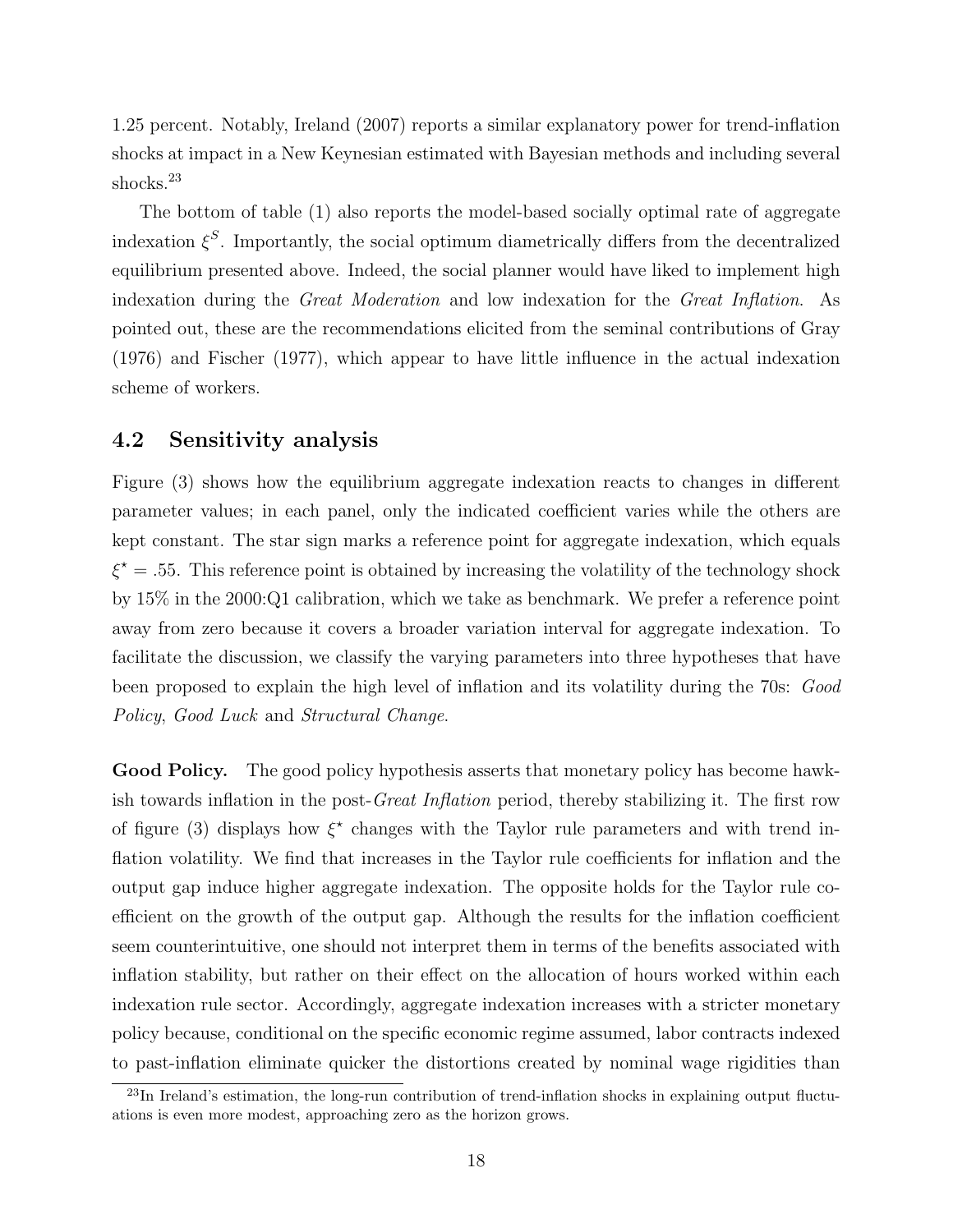1.25 percent. Notably, Ireland (2007) reports a similar explanatory power for trend-inflation shocks at impact in a New Keynesian estimated with Bayesian methods and including several shocks.[23]

The bottom of table (1) also reports the model-based socially optimal rate of aggregate indexation $\xi^S$. Importantly, the social optimum diametrically differs from the decentralized equilibrium presented above. Indeed, the social planner would have liked to implement high indexation during the *Great Moderation* and low indexation for the *Great Inflation*. As pointed out, these are the recommendations elicited from the seminal contributions of Gray (1976) and Fischer (1977), which appear to have little influence in the actual indexation scheme of workers.

## 4.2 Sensitivity analysis

Figure (3) shows how the equilibrium aggregate indexation reacts to changes in different parameter values; in each panel, only the indicated coefficient varies while the others are kept constant. The star sign marks a reference point for aggregate indexation, which equals $\xi^{\star} = .55$. This reference point is obtained by increasing the volatility of the technology shock by 15% in the 2000:Q1 calibration, which we take as benchmark. We prefer a reference point away from zero because it covers a broader variation interval for aggregate indexation. To facilitate the discussion, we classify the varying parameters into three hypotheses that have been proposed to explain the high level of inflation and its volatility during the 70s: *Good Policy*, *Good Luck* and *Structural Change*.

**Good Policy.** The good policy hypothesis asserts that monetary policy has become hawkish towards inflation in the post-*Great Inflation* period, thereby stabilizing it. The first row of figure (3) displays how $\xi^{\star}$ changes with the Taylor rule parameters and with trend inflation volatility. We find that increases in the Taylor rule coefficients for inflation and the output gap induce higher aggregate indexation. The opposite holds for the Taylor rule coefficient on the growth of the output gap. Although the results for the inflation coefficient seem counterintuitive, one should not interpret them in terms of the benefits associated with inflation stability, but rather on their effect on the allocation of hours worked within each indexation rule sector. Accordingly, aggregate indexation increases with a stricter monetary policy because, conditional on the specific economic regime assumed, labor contracts indexed to past-inflation eliminate quicker the distortions created by nominal wage rigidities than

[23] In Ireland's estimation, the long-run contribution of trend-inflation shocks in explaining output fluctuations is even more modest, approaching zero as the horizon grows.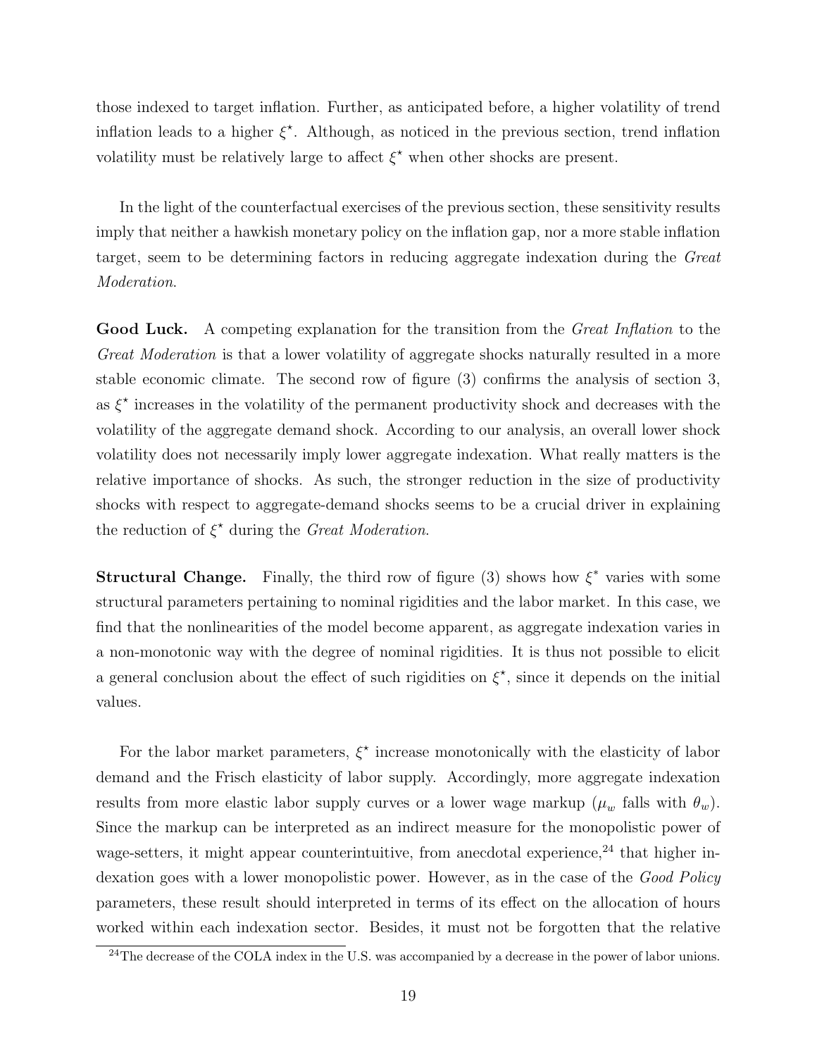those indexed to target inflation. Further, as anticipated before, a higher volatility of trend inflation leads to a higher $\xi^\star$. Although, as noticed in the previous section, trend inflation volatility must be relatively large to affect $\xi^\star$ when other shocks are present.

In the light of the counterfactual exercises of the previous section, these sensitivity results imply that neither a hawkish monetary policy on the inflation gap, nor a more stable inflation target, seem to be determining factors in reducing aggregate indexation during the *Great Moderation*.

**Good Luck.** A competing explanation for the transition from the *Great Inflation* to the *Great Moderation* is that a lower volatility of aggregate shocks naturally resulted in a more stable economic climate. The second row of figure (3) confirms the analysis of section 3, as $\xi^\star$ increases in the volatility of the permanent productivity shock and decreases with the volatility of the aggregate demand shock. According to our analysis, an overall lower shock volatility does not necessarily imply lower aggregate indexation. What really matters is the relative importance of shocks. As such, the stronger reduction in the size of productivity shocks with respect to aggregate-demand shocks seems to be a crucial driver in explaining the reduction of $\xi^\star$ during the *Great Moderation*.

**Structural Change.** Finally, the third row of figure (3) shows how $\xi^*$ varies with some structural parameters pertaining to nominal rigidities and the labor market. In this case, we find that the nonlinearities of the model become apparent, as aggregate indexation varies in a non-monotonic way with the degree of nominal rigidities. It is thus not possible to elicit a general conclusion about the effect of such rigidities on $\xi^\star$, since it depends on the initial values.

For the labor market parameters, $\xi^\star$ increase monotonically with the elasticity of labor demand and the Frisch elasticity of labor supply. Accordingly, more aggregate indexation results from more elastic labor supply curves or a lower wage markup ($\mu_w$ falls with $\theta_w$). Since the markup can be interpreted as an indirect measure for the monopolistic power of wage-setters, it might appear counterintuitive, from anecdotal experience,[24] that higher indexation goes with a lower monopolistic power. However, as in the case of the *Good Policy* parameters, these result should interpreted in terms of its effect on the allocation of hours worked within each indexation sector. Besides, it must not be forgotten that the relative

[24] The decrease of the COLA index in the U.S. was accompanied by a decrease in the power of labor unions.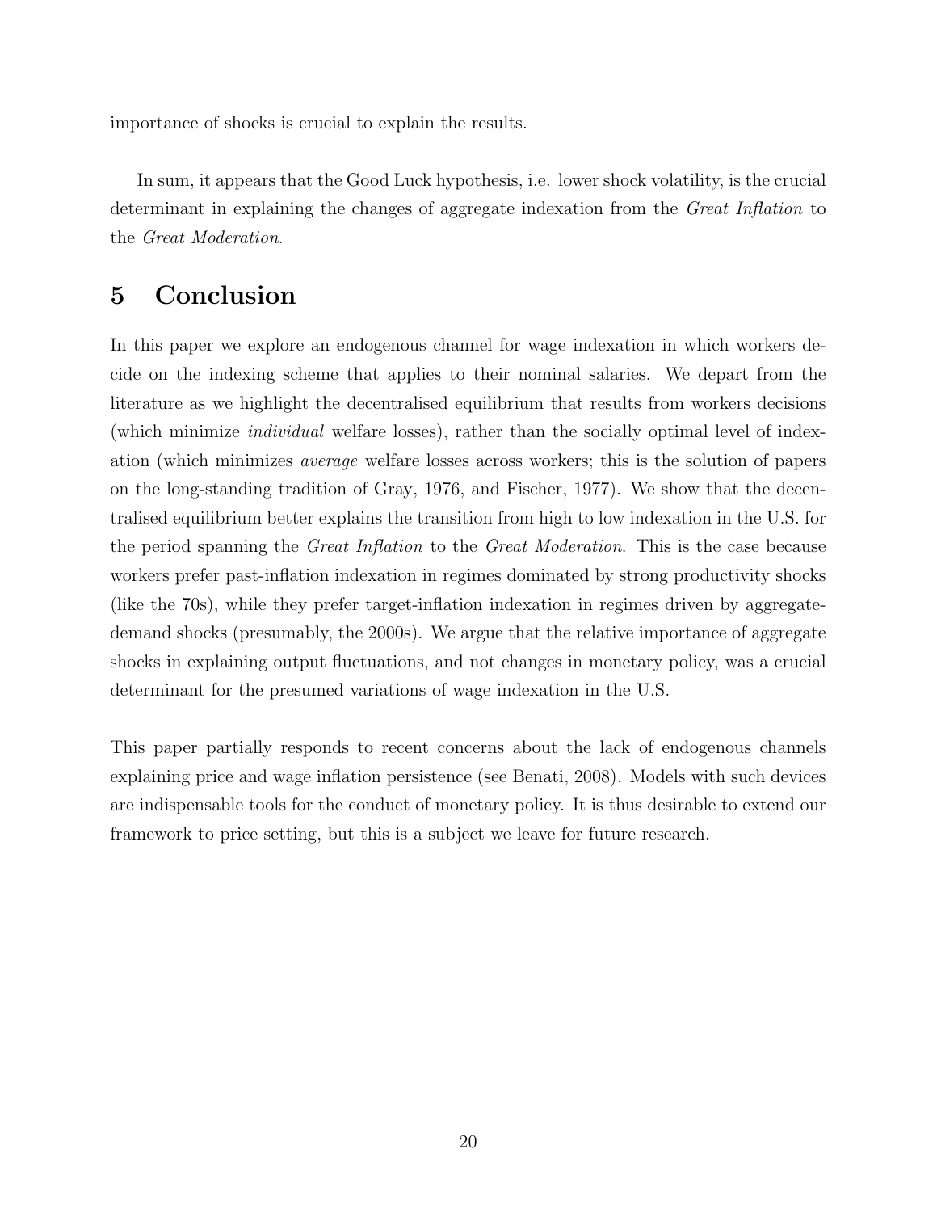importance of shocks is crucial to explain the results.

In sum, it appears that the Good Luck hypothesis, i.e. lower shock volatility, is the crucial determinant in explaining the changes of aggregate indexation from the *Great Inflation* to the *Great Moderation*.

# 5 Conclusion

In this paper we explore an endogenous channel for wage indexation in which workers decide on the indexing scheme that applies to their nominal salaries. We depart from the literature as we highlight the decentralised equilibrium that results from workers decisions (which minimize *individual* welfare losses), rather than the socially optimal level of indexation (which minimizes *average* welfare losses across workers; this is the solution of papers on the long-standing tradition of Gray, 1976, and Fischer, 1977). We show that the decentralised equilibrium better explains the transition from high to low indexation in the U.S. for the period spanning the *Great Inflation* to the *Great Moderation*. This is the case because workers prefer past-inflation indexation in regimes dominated by strong productivity shocks (like the 70s), while they prefer target-inflation indexation in regimes driven by aggregate-demand shocks (presumably, the 2000s). We argue that the relative importance of aggregate shocks in explaining output fluctuations, and not changes in monetary policy, was a crucial determinant for the presumed variations of wage indexation in the U.S.

This paper partially responds to recent concerns about the lack of endogenous channels explaining price and wage inflation persistence (see Benati, 2008). Models with such devices are indispensable tools for the conduct of monetary policy. It is thus desirable to extend our framework to price setting, but this is a subject we leave for future research.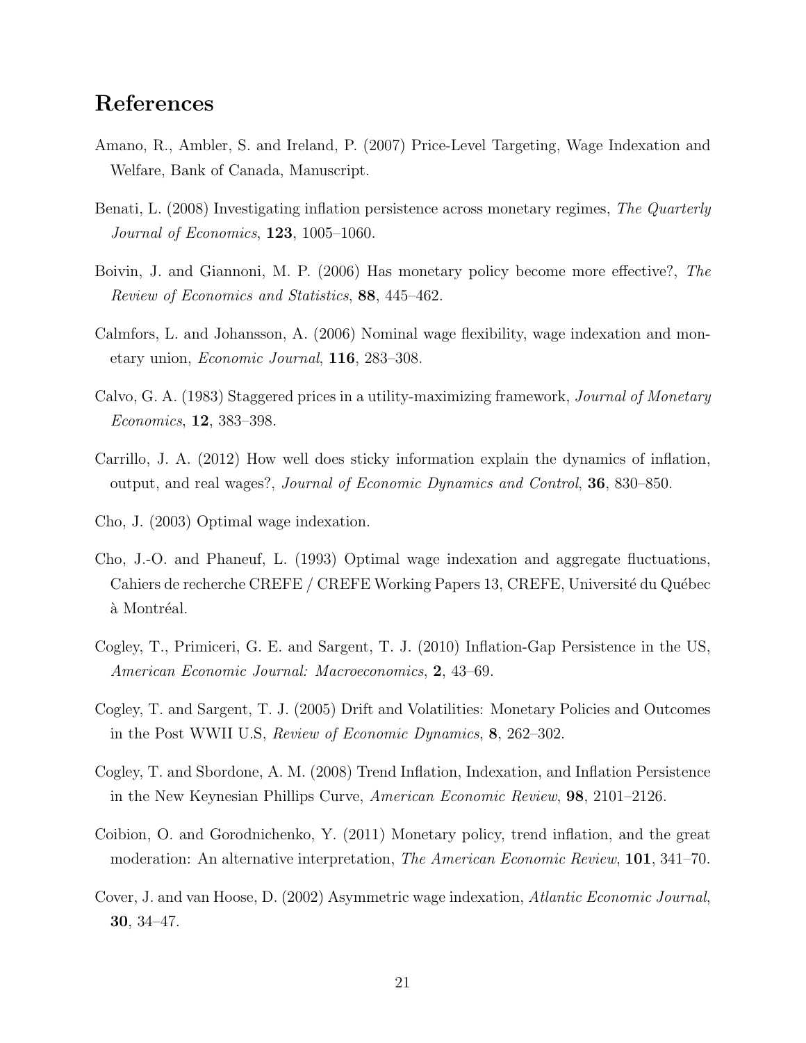# References

Amano, R., Ambler, S. and Ireland, P. (2007) Price-Level Targeting, Wage Indexation and Welfare, Bank of Canada, Manuscript.

Benati, L. (2008) Investigating inflation persistence across monetary regimes, *The Quarterly Journal of Economics*, **123**, 1005–1060.

Boivin, J. and Giannoni, M. P. (2006) Has monetary policy become more effective?, *The Review of Economics and Statistics*, **88**, 445–462.

Calmfors, L. and Johansson, A. (2006) Nominal wage flexibility, wage indexation and monetary union, *Economic Journal*, **116**, 283–308.

Calvo, G. A. (1983) Staggered prices in a utility-maximizing framework, *Journal of Monetary Economics*, **12**, 383–398.

Carrillo, J. A. (2012) How well does sticky information explain the dynamics of inflation, output, and real wages?, *Journal of Economic Dynamics and Control*, **36**, 830–850.

Cho, J. (2003) Optimal wage indexation.

Cho, J.-O. and Phaneuf, L. (1993) Optimal wage indexation and aggregate fluctuations, Cahiers de recherche CREFE / CREFE Working Papers 13, CREFE, Université du Québec à Montréal.

Cogley, T., Primiceri, G. E. and Sargent, T. J. (2010) Inflation-Gap Persistence in the US, *American Economic Journal: Macroeconomics*, **2**, 43–69.

Cogley, T. and Sargent, T. J. (2005) Drift and Volatilities: Monetary Policies and Outcomes in the Post WWII U.S, *Review of Economic Dynamics*, **8**, 262–302.

Cogley, T. and Sbordone, A. M. (2008) Trend Inflation, Indexation, and Inflation Persistence in the New Keynesian Phillips Curve, *American Economic Review*, **98**, 2101–2126.

Coibion, O. and Gorodnichenko, Y. (2011) Monetary policy, trend inflation, and the great moderation: An alternative interpretation, *The American Economic Review*, **101**, 341–70.

Cover, J. and van Hoose, D. (2002) Asymmetric wage indexation, *Atlantic Economic Journal*, **30**, 34–47.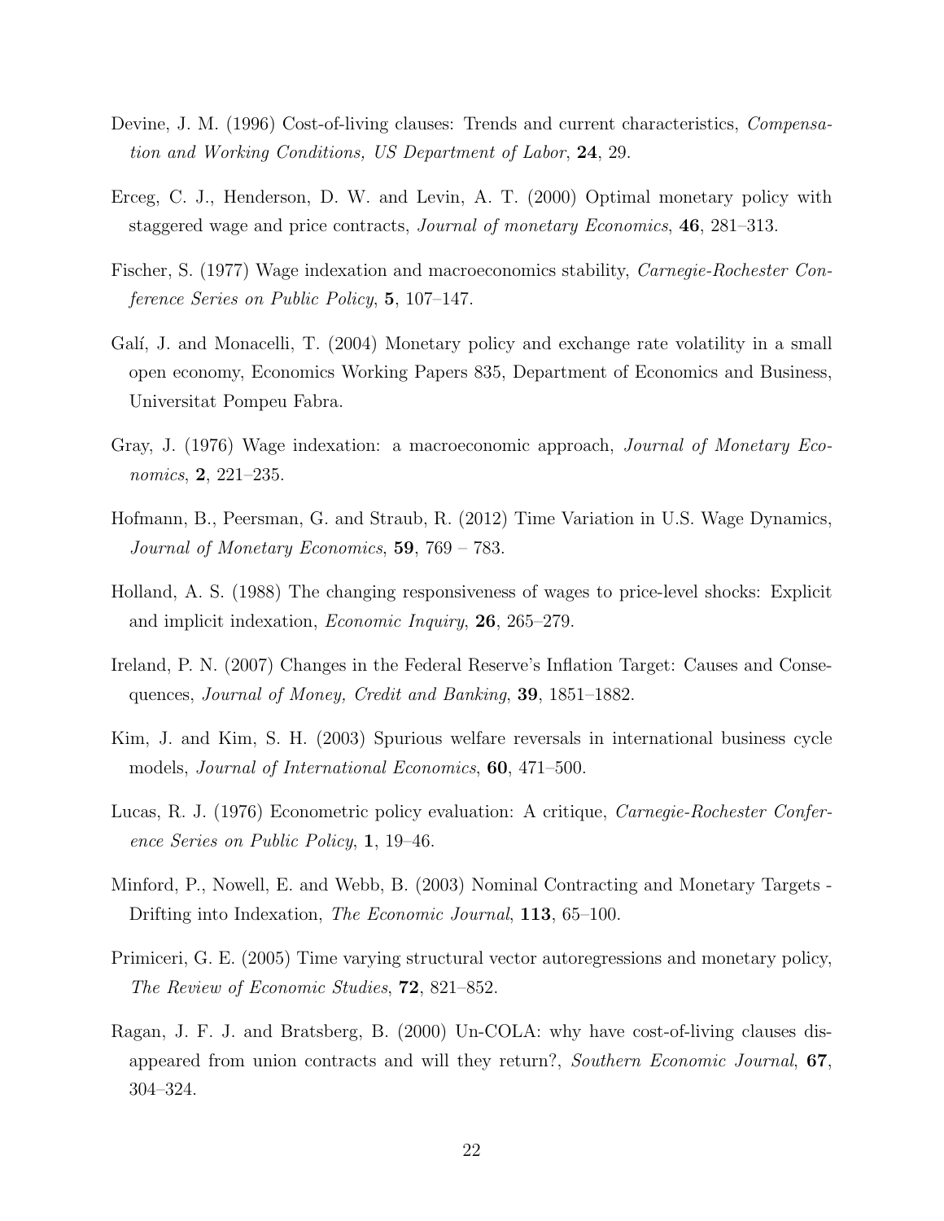Devine, J. M. (1996) Cost-of-living clauses: Trends and current characteristics, *Compensation and Working Conditions, US Department of Labor*, **24**, 29.

Erceg, C. J., Henderson, D. W. and Levin, A. T. (2000) Optimal monetary policy with staggered wage and price contracts, *Journal of monetary Economics*, **46**, 281–313.

Fischer, S. (1977) Wage indexation and macroeconomics stability, *Carnegie-Rochester Conference Series on Public Policy*, **5**, 107–147.

Galí, J. and Monacelli, T. (2004) Monetary policy and exchange rate volatility in a small open economy, Economics Working Papers 835, Department of Economics and Business, Universitat Pompeu Fabra.

Gray, J. (1976) Wage indexation: a macroeconomic approach, *Journal of Monetary Economics*, **2**, 221–235.

Hofmann, B., Peersman, G. and Straub, R. (2012) Time Variation in U.S. Wage Dynamics, *Journal of Monetary Economics*, **59**, 769 – 783.

Holland, A. S. (1988) The changing responsiveness of wages to price-level shocks: Explicit and implicit indexation, *Economic Inquiry*, **26**, 265–279.

Ireland, P. N. (2007) Changes in the Federal Reserve's Inflation Target: Causes and Consequences, *Journal of Money, Credit and Banking*, **39**, 1851–1882.

Kim, J. and Kim, S. H. (2003) Spurious welfare reversals in international business cycle models, *Journal of International Economics*, **60**, 471–500.

Lucas, R. J. (1976) Econometric policy evaluation: A critique, *Carnegie-Rochester Conference Series on Public Policy*, **1**, 19–46.

Minford, P., Nowell, E. and Webb, B. (2003) Nominal Contracting and Monetary Targets - Drifting into Indexation, *The Economic Journal*, **113**, 65–100.

Primiceri, G. E. (2005) Time varying structural vector autoregressions and monetary policy, *The Review of Economic Studies*, **72**, 821–852.

Ragan, J. F. J. and Bratsberg, B. (2000) Un-COLA: why have cost-of-living clauses disappeared from union contracts and will they return?, *Southern Economic Journal*, **67**, 304–324.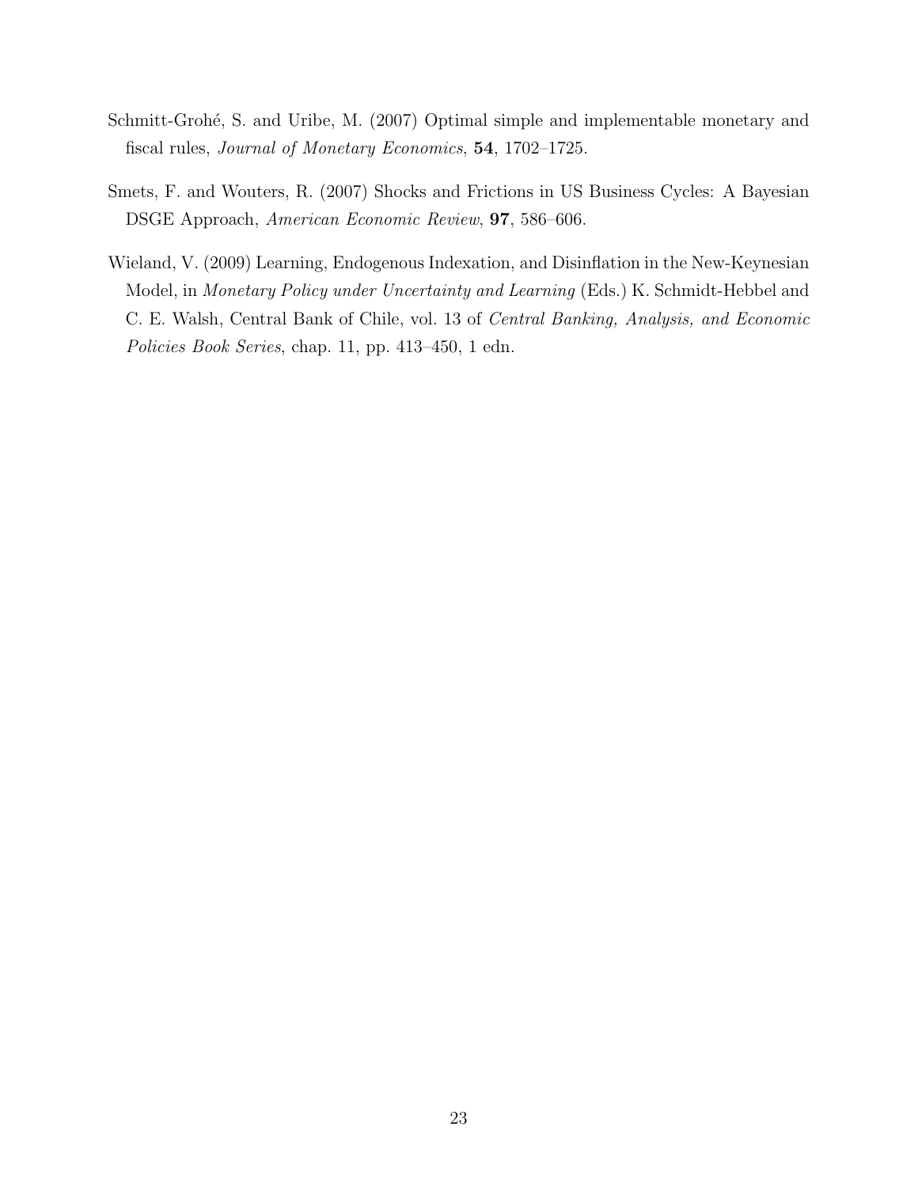Schmitt-Grohé, S. and Uribe, M. (2007) Optimal simple and implementable monetary and fiscal rules, *Journal of Monetary Economics*, **54**, 1702–1725.

Smets, F. and Wouters, R. (2007) Shocks and Frictions in US Business Cycles: A Bayesian DSGE Approach, *American Economic Review*, **97**, 586–606.

Wieland, V. (2009) Learning, Endogenous Indexation, and Disinflation in the New-Keynesian Model, in *Monetary Policy under Uncertainty and Learning* (Eds.) K. Schmidt-Hebbel and C. E. Walsh, Central Bank of Chile, vol. 13 of *Central Banking, Analysis, and Economic Policies Book Series*, chap. 11, pp. 413–450, 1 edn.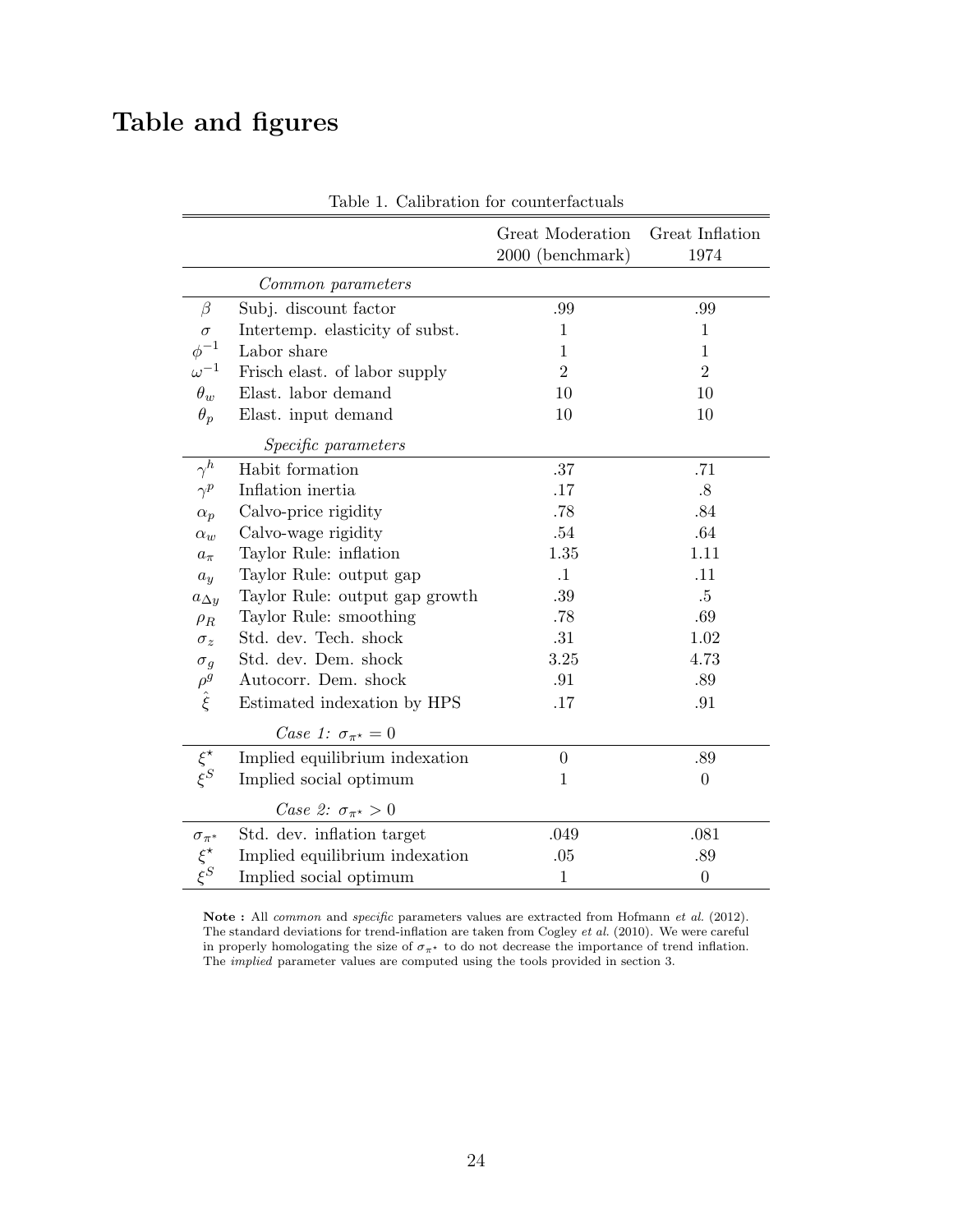# Table and figures

Table 1. Calibration for counterfactuals

| | | Great Moderation 2000 (benchmark) | Great Inflation 1974 |
|---|---|---|---|
| | *Common parameters* | | |
| $\beta$ | Subj. discount factor | .99 | .99 |
| $\sigma$ | Intertemp. elasticity of subst. | 1 | 1 |
| $\phi^{-1}$ | Labor share | 1 | 1 |
| $\omega^{-1}$ | Frisch elast. of labor supply | 2 | 2 |
| $\theta_w$ | Elast. labor demand | 10 | 10 |
| $\theta_p$ | Elast. input demand | 10 | 10 |
| | *Specific parameters* | | |
| $\gamma^h$ | Habit formation | .37 | .71 |
| $\gamma^p$ | Inflation inertia | .17 | .8 |
| $\alpha_p$ | Calvo-price rigidity | .78 | .84 |
| $\alpha_w$ | Calvo-wage rigidity | .54 | .64 |
| $a_\pi$ | Taylor Rule: inflation | 1.35 | 1.11 |
| $a_y$ | Taylor Rule: output gap | .1 | .11 |
| $a_{\Delta y}$ | Taylor Rule: output gap growth | .39 | .5 |
| $\rho_R$ | Taylor Rule: smoothing | .78 | .69 |
| $\sigma_z$ | Std. dev. Tech. shock | .31 | 1.02 |
| $\sigma_g$ | Std. dev. Dem. shock | 3.25 | 4.73 |
| $\rho^g$ | Autocorr. Dem. shock | .91 | .89 |
| $\hat{\xi}$ | Estimated indexation by HPS | .17 | .91 |
| | *Case 1:* $\sigma_{\pi^\star} = 0$ | | |
| $\xi^\star$ | Implied equilibrium indexation | 0 | .89 |
| $\xi^S$ | Implied social optimum | 1 | 0 |
| | *Case 2:* $\sigma_{\pi^\star} > 0$ | | |
| $\sigma_{\pi^*}$ | Std. dev. inflation target | .049 | .081 |
| $\xi^\star$ | Implied equilibrium indexation | .05 | .89 |
| $\xi^S$ | Implied social optimum | 1 | 0 |

**Note :** All *common* and *specific* parameters values are extracted from Hofmann *et al.* (2012). The standard deviations for trend-inflation are taken from Cogley *et al.* (2010). We were careful in properly homologating the size of $\sigma_{\pi^\star}$ to do not decrease the importance of trend inflation. The *implied* parameter values are computed using the tools provided in section 3.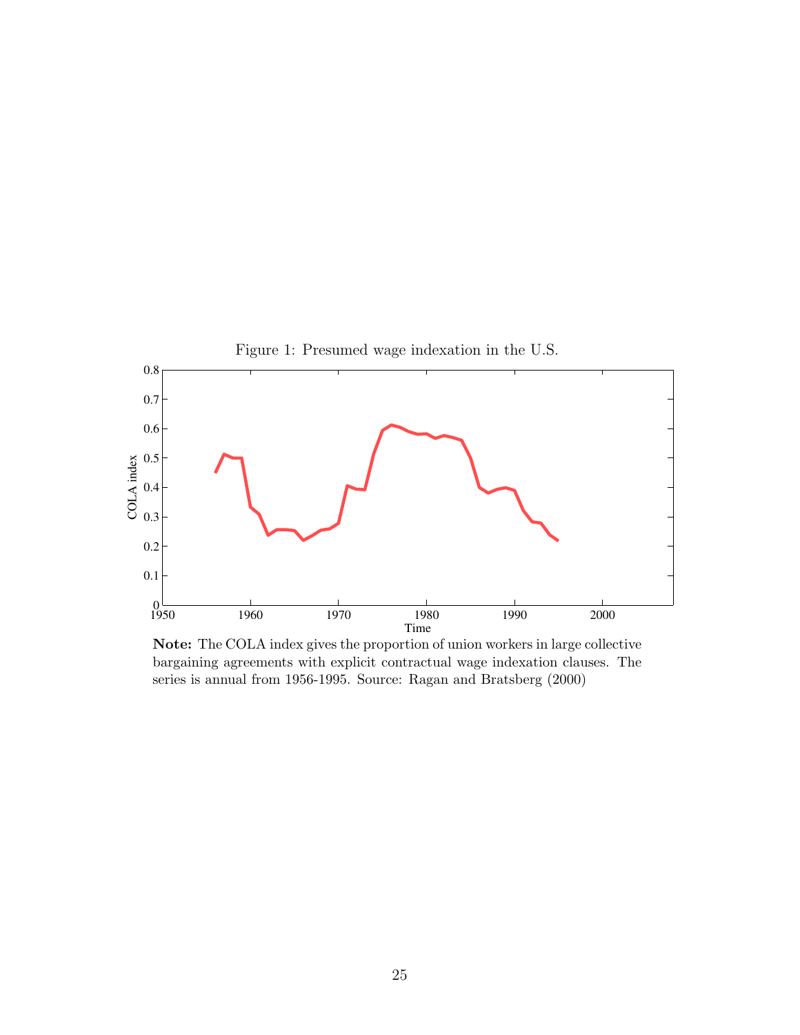Figure 1: Presumed wage indexation in the U.S.

**Note:** The COLA index gives the proportion of union workers in large collective bargaining agreements with explicit contractual wage indexation clauses. The series is annual from 1956-1995. Source: Ragan and Bratsberg (2000)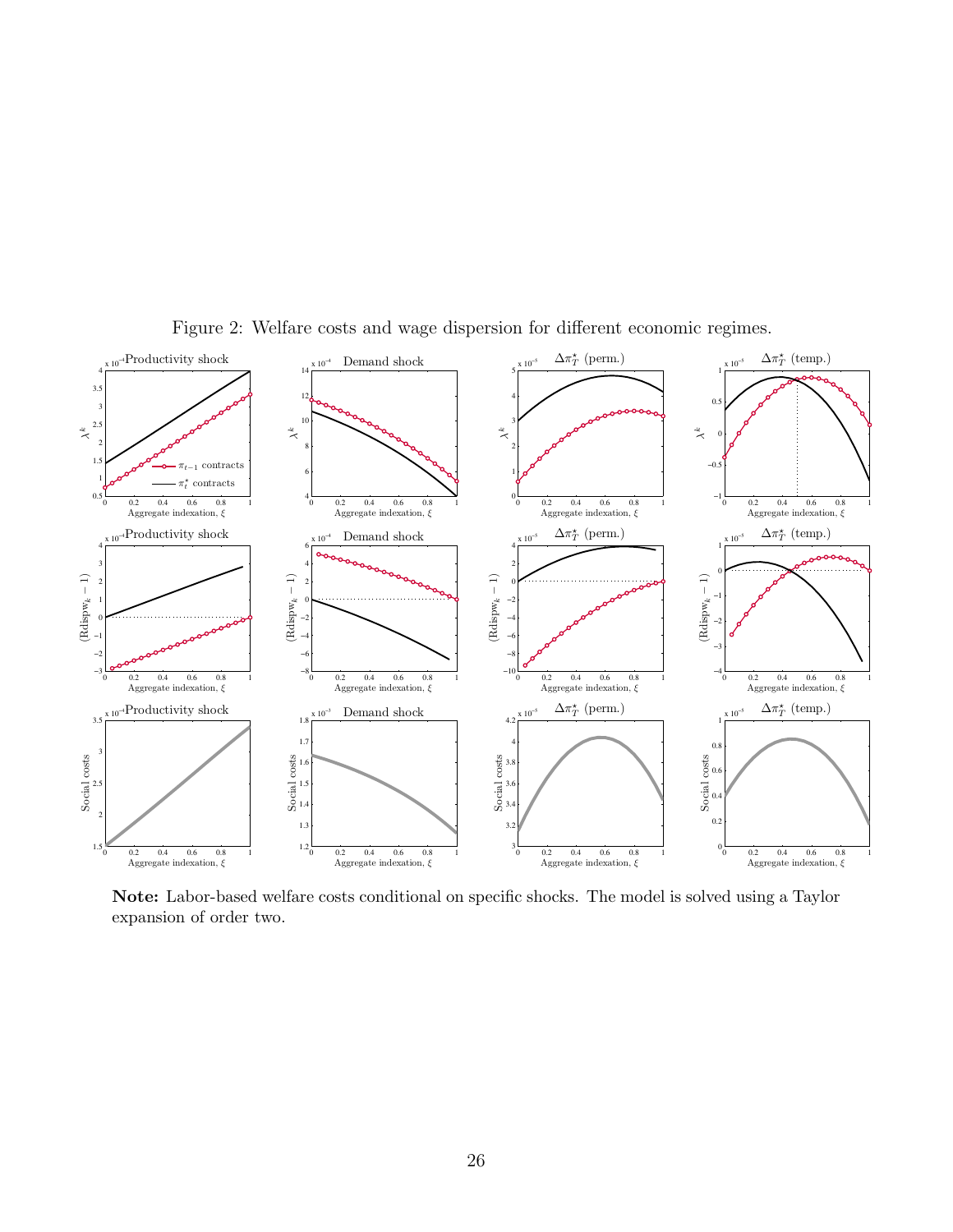Figure 2: Welfare costs and wage dispersion for different economic regimes.

**Note:** Labor-based welfare costs conditional on specific shocks. The model is solved using a Taylor expansion of order two.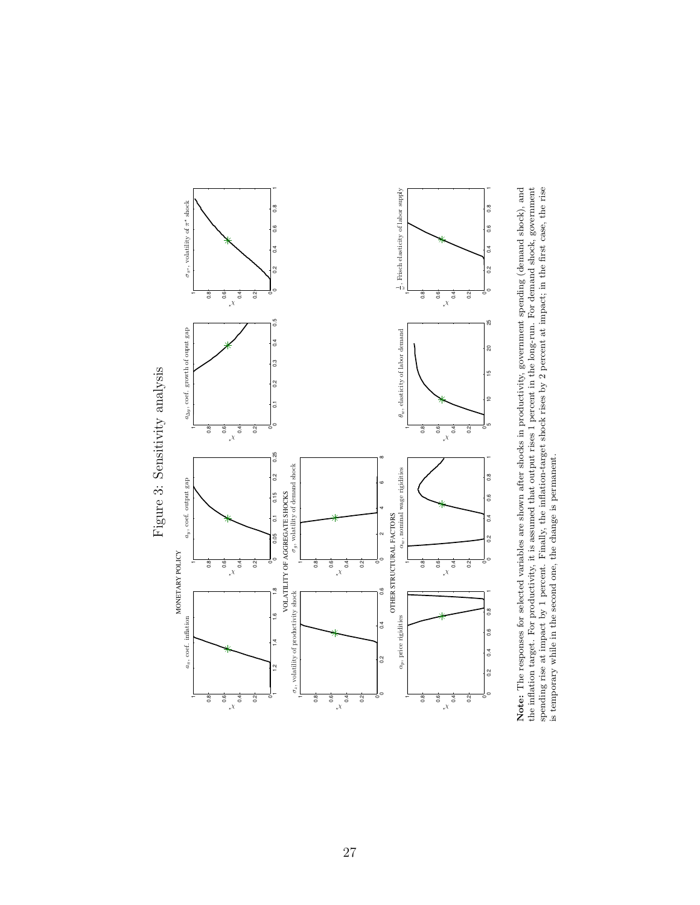# Figure 3: Sensitivity analysis

MONETARY POLICY

$a_\pi$, coef. inflation

$\chi^*$

1 0.8 0.6 0.4 0.2 0

1 1.2 1.4 1.6 1.8

$a_y$, coef. output gap

$\chi^*$

1 0.8 0.6 0.4 0.2 0

0 0.05 0.1 0.15 0.2 0.25

$a_{\Delta y}$, coef. growth of output gap

$\chi^*$

1 0.8 0.6 0.4 0.2 0

0 0.1 0.2 0.3 0.4 0.5

$\sigma_{\pi^*}$, volatility of $\pi^*$ shock

$\chi^*$

1 0.8 0.6 0.4 0.2 0

0 0.2 0.4 0.6 0.8 1

VOLATILITY OF AGGREGATE SHOCKS

$\sigma_z$, volatility of productivity shock

$\chi^*$

1 0.8 0.6 0.4 0.2 0

0 0.2 0.4 0.6

$\sigma_g$, volatility of demand shock

$\chi^*$

1 0.8 0.6 0.4 0.2 0

0 2 4 6 8

OTHER STRUCTURAL FACTORS

$\alpha_p$, price rigidities

$\chi^*$

1 0.8 0.6 0.4 0.2 0

0 0.2 0.4 0.6 0.8 1

$\alpha_w$, nominal wage rigidities

$\chi^*$

1 0.8 0.6 0.4 0.2 0

0 0.2 0.4 0.6 0.8 1

$\theta_w$, elasticity of labor demand

$\chi^*$

1 0.8 0.6 0.4 0.2 0

5 10 15 20 25

$\frac{1}{\omega}$, Frisch elasticity of labor supply

$\chi^*$

1 0.8 0.6 0.4 0.2 0

0 0.2 0.4 0.6 0.8 1

**Note:** The responses for selected variables are shown after shocks in productivity, government spending (demand shock), and the inflation target. For productivity, it is assumed that output rises 1 percent in the long-run. For demand shock, government spending rise at impact by 1 percent. Finally, the inflation-target shock rises by 2 percent at impact; in the first case, the rise is temporary while in the second one, the change is permanent.